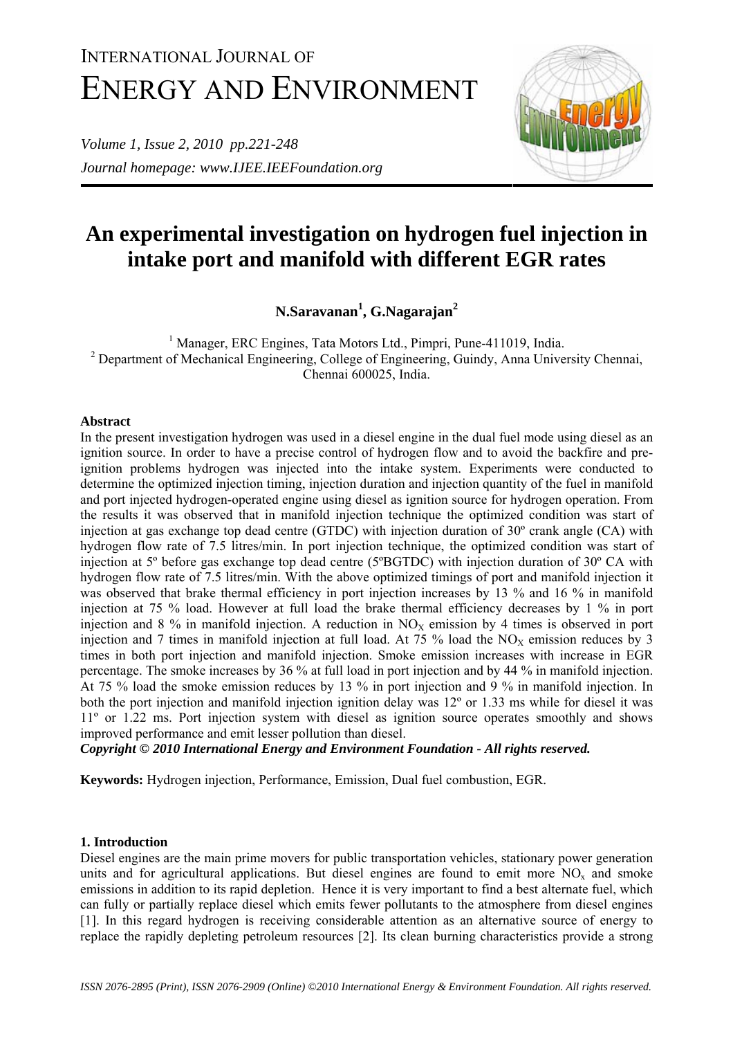INTERNATIONAL JOURNAL OF
# ENERGY AND ENVIRONMENT

*Journal homepage: www.IJEE.IEEFoundation.org*

# An experimental investigation on hydrogen fuel injection in intake port and manifold with different EGR rates

**N.Saravanan[1], G.Nagarajan[2]**

[1] Manager, ERC Engines, Tata Motors Ltd., Pimpri, Pune-411019, India.
[2] Department of Mechanical Engineering, College of Engineering, Guindy, Anna University Chennai, Chennai 600025, India.

### Abstract

In the present investigation hydrogen was used in a diesel engine in the dual fuel mode using diesel as an ignition source. In order to have a precise control of hydrogen flow and to avoid the backfire and pre-ignition problems hydrogen was injected into the intake system. Experiments were conducted to determine the optimized injection timing, injection duration and injection quantity of the fuel in manifold and port injected hydrogen-operated engine using diesel as ignition source for hydrogen operation. From the results it was observed that in manifold injection technique the optimized condition was start of injection at gas exchange top dead centre (GTDC) with injection duration of 30º crank angle (CA) with hydrogen flow rate of 7.5 litres/min. In port injection technique, the optimized condition was start of injection at 5º before gas exchange top dead centre (5ºBGTDC) with injection duration of 30º CA with hydrogen flow rate of 7.5 litres/min. With the above optimized timings of port and manifold injection it was observed that brake thermal efficiency in port injection increases by 13 % and 16 % in manifold injection at 75 % load. However at full load the brake thermal efficiency decreases by 1 % in port injection and 8 % in manifold injection. A reduction in $NO_X$ emission by 4 times is observed in port injection and 7 times in manifold injection at full load. At 75 % load the $NO_X$ emission reduces by 3 times in both port injection and manifold injection. Smoke emission increases with increase in EGR percentage. The smoke increases by 36 % at full load in port injection and by 44 % in manifold injection. At 75 % load the smoke emission reduces by 13 % in port injection and 9 % in manifold injection. In both the port injection and manifold injection ignition delay was 12º or 1.33 ms while for diesel it was 11º or 1.22 ms. Port injection system with diesel as ignition source operates smoothly and shows improved performance and emit lesser pollution than diesel.

***Copyright © 2010 International Energy and Environment Foundation - All rights reserved.***

**Keywords:** Hydrogen injection, Performance, Emission, Dual fuel combustion, EGR.

### 1. Introduction

Diesel engines are the main prime movers for public transportation vehicles, stationary power generation units and for agricultural applications. But diesel engines are found to emit more $NO_x$ and smoke emissions in addition to its rapid depletion. Hence it is very important to find a best alternate fuel, which can fully or partially replace diesel which emits fewer pollutants to the atmosphere from diesel engines [1]. In this regard hydrogen is receiving considerable attention as an alternative source of energy to replace the rapidly depleting petroleum resources [2]. Its clean burning characteristics provide a strong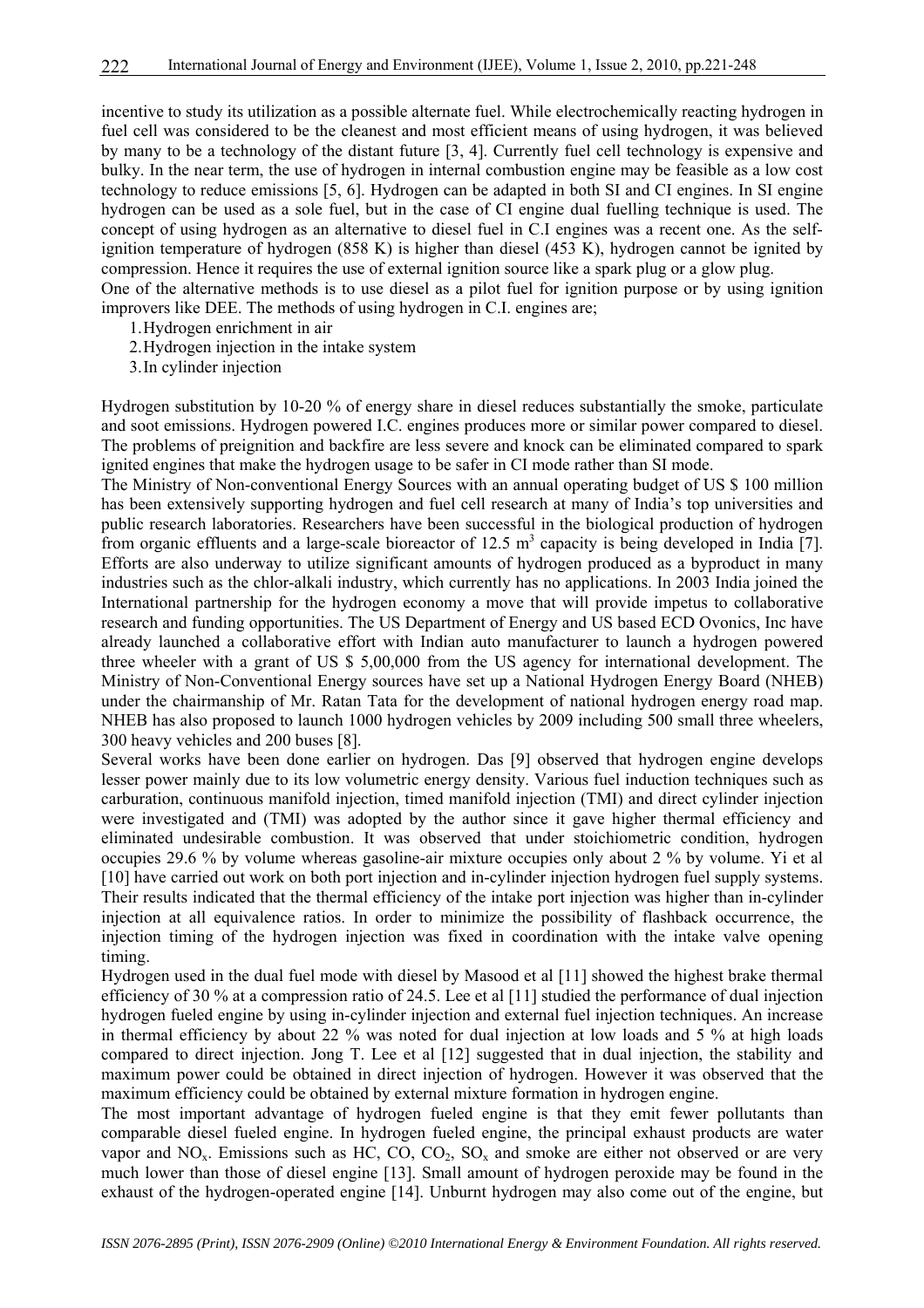incentive to study its utilization as a possible alternate fuel. While electrochemically reacting hydrogen in fuel cell was considered to be the cleanest and most efficient means of using hydrogen, it was believed by many to be a technology of the distant future [3, 4]. Currently fuel cell technology is expensive and bulky. In the near term, the use of hydrogen in internal combustion engine may be feasible as a low cost technology to reduce emissions [5, 6]. Hydrogen can be adapted in both SI and CI engines. In SI engine hydrogen can be used as a sole fuel, but in the case of CI engine dual fuelling technique is used. The concept of using hydrogen as an alternative to diesel fuel in C.I engines was a recent one. As the self-ignition temperature of hydrogen (858 K) is higher than diesel (453 K), hydrogen cannot be ignited by compression. Hence it requires the use of external ignition source like a spark plug or a glow plug.

One of the alternative methods is to use diesel as a pilot fuel for ignition purpose or by using ignition improvers like DEE. The methods of using hydrogen in C.I. engines are;

1. Hydrogen enrichment in air
2. Hydrogen injection in the intake system
3. In cylinder injection

Hydrogen substitution by 10-20 % of energy share in diesel reduces substantially the smoke, particulate and soot emissions. Hydrogen powered I.C. engines produces more or similar power compared to diesel. The problems of preignition and backfire are less severe and knock can be eliminated compared to spark ignited engines that make the hydrogen usage to be safer in CI mode rather than SI mode.

The Ministry of Non-conventional Energy Sources with an annual operating budget of US $ 100 million has been extensively supporting hydrogen and fuel cell research at many of India's top universities and public research laboratories. Researchers have been successful in the biological production of hydrogen from organic effluents and a large-scale bioreactor of 12.5 $m^3$ capacity is being developed in India [7]. Efforts are also underway to utilize significant amounts of hydrogen produced as a byproduct in many industries such as the chlor-alkali industry, which currently has no applications. In 2003 India joined the International partnership for the hydrogen economy a move that will provide impetus to collaborative research and funding opportunities. The US Department of Energy and US based ECD Ovonics, Inc have already launched a collaborative effort with Indian auto manufacturer to launch a hydrogen powered three wheeler with a grant of US $ 5,00,000 from the US agency for international development. The Ministry of Non-Conventional Energy sources have set up a National Hydrogen Energy Board (NHEB) under the chairmanship of Mr. Ratan Tata for the development of national hydrogen energy road map. NHEB has also proposed to launch 1000 hydrogen vehicles by 2009 including 500 small three wheelers, 300 heavy vehicles and 200 buses [8].

Several works have been done earlier on hydrogen. Das [9] observed that hydrogen engine develops lesser power mainly due to its low volumetric energy density. Various fuel induction techniques such as carburation, continuous manifold injection, timed manifold injection (TMI) and direct cylinder injection were investigated and (TMI) was adopted by the author since it gave higher thermal efficiency and eliminated undesirable combustion. It was observed that under stoichiometric condition, hydrogen occupies 29.6 % by volume whereas gasoline-air mixture occupies only about 2 % by volume. Yi et al [10] have carried out work on both port injection and in-cylinder injection hydrogen fuel supply systems. Their results indicated that the thermal efficiency of the intake port injection was higher than in-cylinder injection at all equivalence ratios. In order to minimize the possibility of flashback occurrence, the injection timing of the hydrogen injection was fixed in coordination with the intake valve opening timing.

Hydrogen used in the dual fuel mode with diesel by Masood et al [11] showed the highest brake thermal efficiency of 30 % at a compression ratio of 24.5. Lee et al [11] studied the performance of dual injection hydrogen fueled engine by using in-cylinder injection and external fuel injection techniques. An increase in thermal efficiency by about 22 % was noted for dual injection at low loads and 5 % at high loads compared to direct injection. Jong T. Lee et al [12] suggested that in dual injection, the stability and maximum power could be obtained in direct injection of hydrogen. However it was observed that the maximum efficiency could be obtained by external mixture formation in hydrogen engine.

The most important advantage of hydrogen fueled engine is that they emit fewer pollutants than comparable diesel fueled engine. In hydrogen fueled engine, the principal exhaust products are water vapor and $NO_x$. Emissions such as HC, CO, $CO_2$, $SO_x$ and smoke are either not observed or are very much lower than those of diesel engine [13]. Small amount of hydrogen peroxide may be found in the exhaust of the hydrogen-operated engine [14]. Unburnt hydrogen may also come out of the engine, but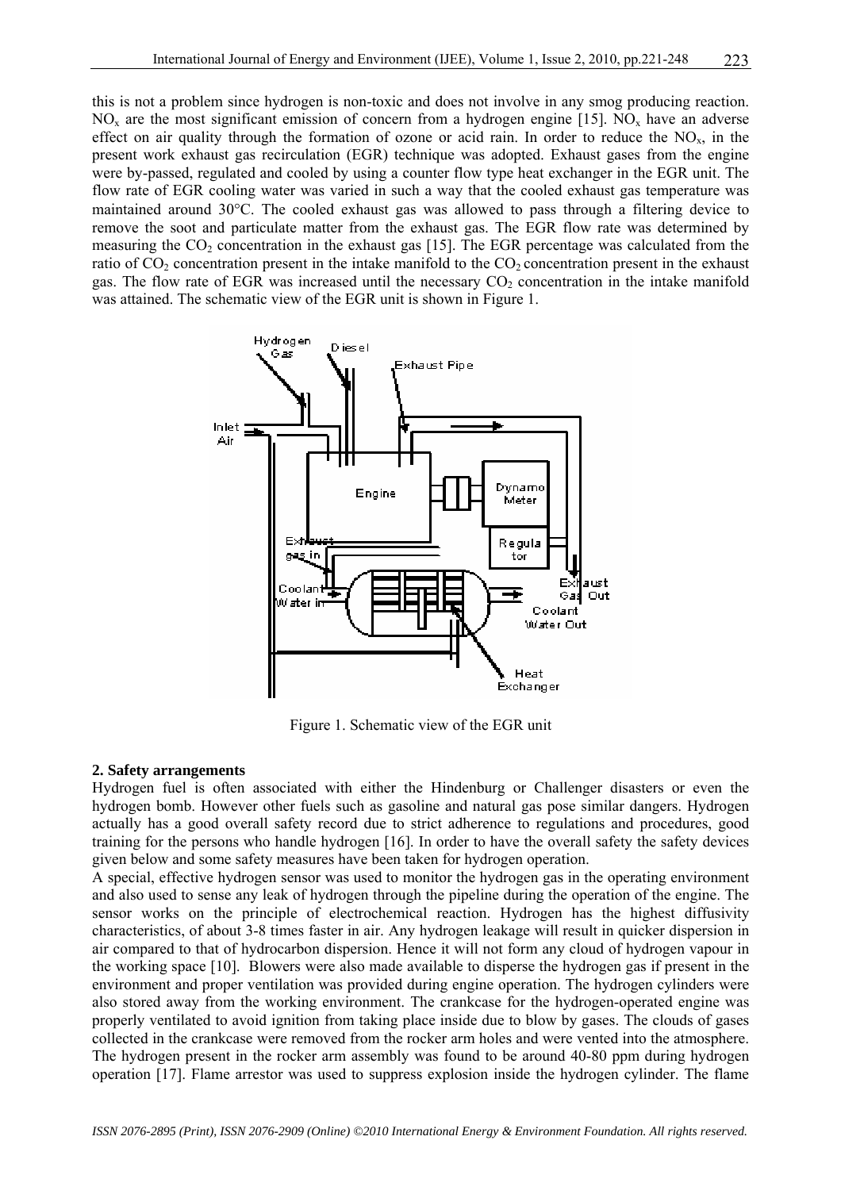this is not a problem since hydrogen is non-toxic and does not involve in any smog producing reaction. $NO_x$ are the most significant emission of concern from a hydrogen engine [15]. $NO_x$ have an adverse effect on air quality through the formation of ozone or acid rain. In order to reduce the $NO_x$, in the present work exhaust gas recirculation (EGR) technique was adopted. Exhaust gases from the engine were by-passed, regulated and cooled by using a counter flow type heat exchanger in the EGR unit. The flow rate of EGR cooling water was varied in such a way that the cooled exhaust gas temperature was maintained around 30°C. The cooled exhaust gas was allowed to pass through a filtering device to remove the soot and particulate matter from the exhaust gas. The EGR flow rate was determined by measuring the $CO_2$ concentration in the exhaust gas [15]. The EGR percentage was calculated from the ratio of $CO_2$ concentration present in the intake manifold to the $CO_2$ concentration present in the exhaust gas. The flow rate of EGR was increased until the necessary $CO_2$ concentration in the intake manifold was attained. The schematic view of the EGR unit is shown in Figure 1.

Figure 1. Schematic view of the EGR unit

**2. Safety arrangements**

Hydrogen fuel is often associated with either the Hindenburg or Challenger disasters or even the hydrogen bomb. However other fuels such as gasoline and natural gas pose similar dangers. Hydrogen actually has a good overall safety record due to strict adherence to regulations and procedures, good training for the persons who handle hydrogen [16]. In order to have the overall safety the safety devices given below and some safety measures have been taken for hydrogen operation.

A special, effective hydrogen sensor was used to monitor the hydrogen gas in the operating environment and also used to sense any leak of hydrogen through the pipeline during the operation of the engine. The sensor works on the principle of electrochemical reaction. Hydrogen has the highest diffusivity characteristics, of about 3-8 times faster in air. Any hydrogen leakage will result in quicker dispersion in air compared to that of hydrocarbon dispersion. Hence it will not form any cloud of hydrogen vapour in the working space [10]. Blowers were also made available to disperse the hydrogen gas if present in the environment and proper ventilation was provided during engine operation. The hydrogen cylinders were also stored away from the working environment. The crankcase for the hydrogen-operated engine was properly ventilated to avoid ignition from taking place inside due to blow by gases. The clouds of gases collected in the crankcase were removed from the rocker arm holes and were vented into the atmosphere. The hydrogen present in the rocker arm assembly was found to be around 40-80 ppm during hydrogen operation [17]. Flame arrestor was used to suppress explosion inside the hydrogen cylinder. The flame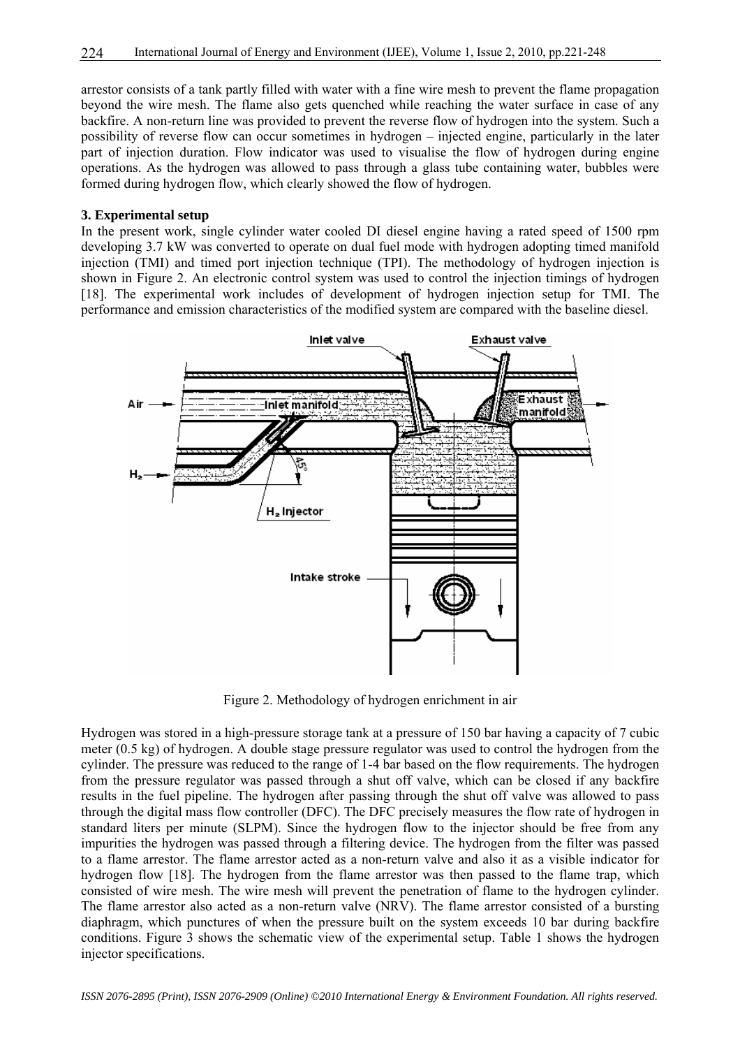arrestor consists of a tank partly filled with water with a fine wire mesh to prevent the flame propagation beyond the wire mesh. The flame also gets quenched while reaching the water surface in case of any backfire. A non-return line was provided to prevent the reverse flow of hydrogen into the system. Such a possibility of reverse flow can occur sometimes in hydrogen – injected engine, particularly in the later part of injection duration. Flow indicator was used to visualise the flow of hydrogen during engine operations. As the hydrogen was allowed to pass through a glass tube containing water, bubbles were formed during hydrogen flow, which clearly showed the flow of hydrogen.

### 3. Experimental setup

In the present work, single cylinder water cooled DI diesel engine having a rated speed of 1500 rpm developing 3.7 kW was converted to operate on dual fuel mode with hydrogen adopting timed manifold injection (TMI) and timed port injection technique (TPI). The methodology of hydrogen injection is shown in Figure 2. An electronic control system was used to control the injection timings of hydrogen [18]. The experimental work includes of development of hydrogen injection setup for TMI. The performance and emission characteristics of the modified system are compared with the baseline diesel.

Figure 2. Methodology of hydrogen enrichment in air

Hydrogen was stored in a high-pressure storage tank at a pressure of 150 bar having a capacity of 7 cubic meter (0.5 kg) of hydrogen. A double stage pressure regulator was used to control the hydrogen from the cylinder. The pressure was reduced to the range of 1-4 bar based on the flow requirements. The hydrogen from the pressure regulator was passed through a shut off valve, which can be closed if any backfire results in the fuel pipeline. The hydrogen after passing through the shut off valve was allowed to pass through the digital mass flow controller (DFC). The DFC precisely measures the flow rate of hydrogen in standard liters per minute (SLPM). Since the hydrogen flow to the injector should be free from any impurities the hydrogen was passed through a filtering device. The hydrogen from the filter was passed to a flame arrestor. The flame arrestor acted as a non-return valve and also it as a visible indicator for hydrogen flow [18]. The hydrogen from the flame arrestor was then passed to the flame trap, which consisted of wire mesh. The wire mesh will prevent the penetration of flame to the hydrogen cylinder. The flame arrestor also acted as a non-return valve (NRV). The flame arrestor consisted of a bursting diaphragm, which punctures of when the pressure built on the system exceeds 10 bar during backfire conditions. Figure 3 shows the schematic view of the experimental setup. Table 1 shows the hydrogen injector specifications.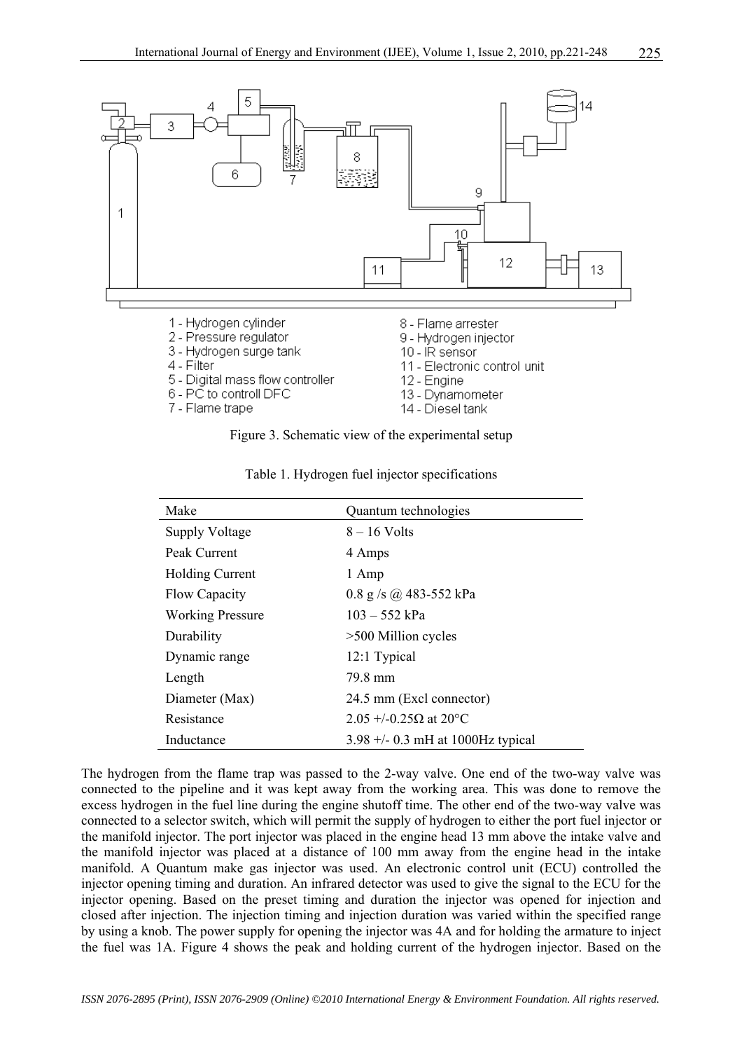1 - Hydrogen cylinder
2 - Pressure regulator
3 - Hydrogen surge tank
4 - Filter
5 - Digital mass flow controller
6 - PC to controll DFC
7 - Flame trape
8 - Flame arrester
9 - Hydrogen injector
10 - IR sensor
11 - Electronic control unit
12 - Engine
13 - Dynamometer
14 - Diesel tank

Figure 3. Schematic view of the experimental setup

Table 1. Hydrogen fuel injector specifications

| Make | Quantum technologies |
|---|---|
| Supply Voltage | 8 – 16 Volts |
| Peak Current | 4 Amps |
| Holding Current | 1 Amp |
| Flow Capacity | 0.8 g /s @ 483-552 kPa |
| Working Pressure | 103 – 552 kPa |
| Durability | >500 Million cycles |
| Dynamic range | 12:1 Typical |
| Length | 79.8 mm |
| Diameter (Max) | 24.5 mm (Excl connector) |
| Resistance | 2.05 +/-0.25Ω at 20°C |
| Inductance | 3.98 +/- 0.3 mH at 1000Hz typical |

The hydrogen from the flame trap was passed to the 2-way valve. One end of the two-way valve was connected to the pipeline and it was kept away from the working area. This was done to remove the excess hydrogen in the fuel line during the engine shutoff time. The other end of the two-way valve was connected to a selector switch, which will permit the supply of hydrogen to either the port fuel injector or the manifold injector. The port injector was placed in the engine head 13 mm above the intake valve and the manifold injector was placed at a distance of 100 mm away from the engine head in the intake manifold. A Quantum make gas injector was used. An electronic control unit (ECU) controlled the injector opening timing and duration. An infrared detector was used to give the signal to the ECU for the injector opening. Based on the preset timing and duration the injector was opened for injection and closed after injection. The injection timing and injection duration was varied within the specified range by using a knob. The power supply for opening the injector was 4A and for holding the armature to inject the fuel was 1A. Figure 4 shows the peak and holding current of the hydrogen injector. Based on the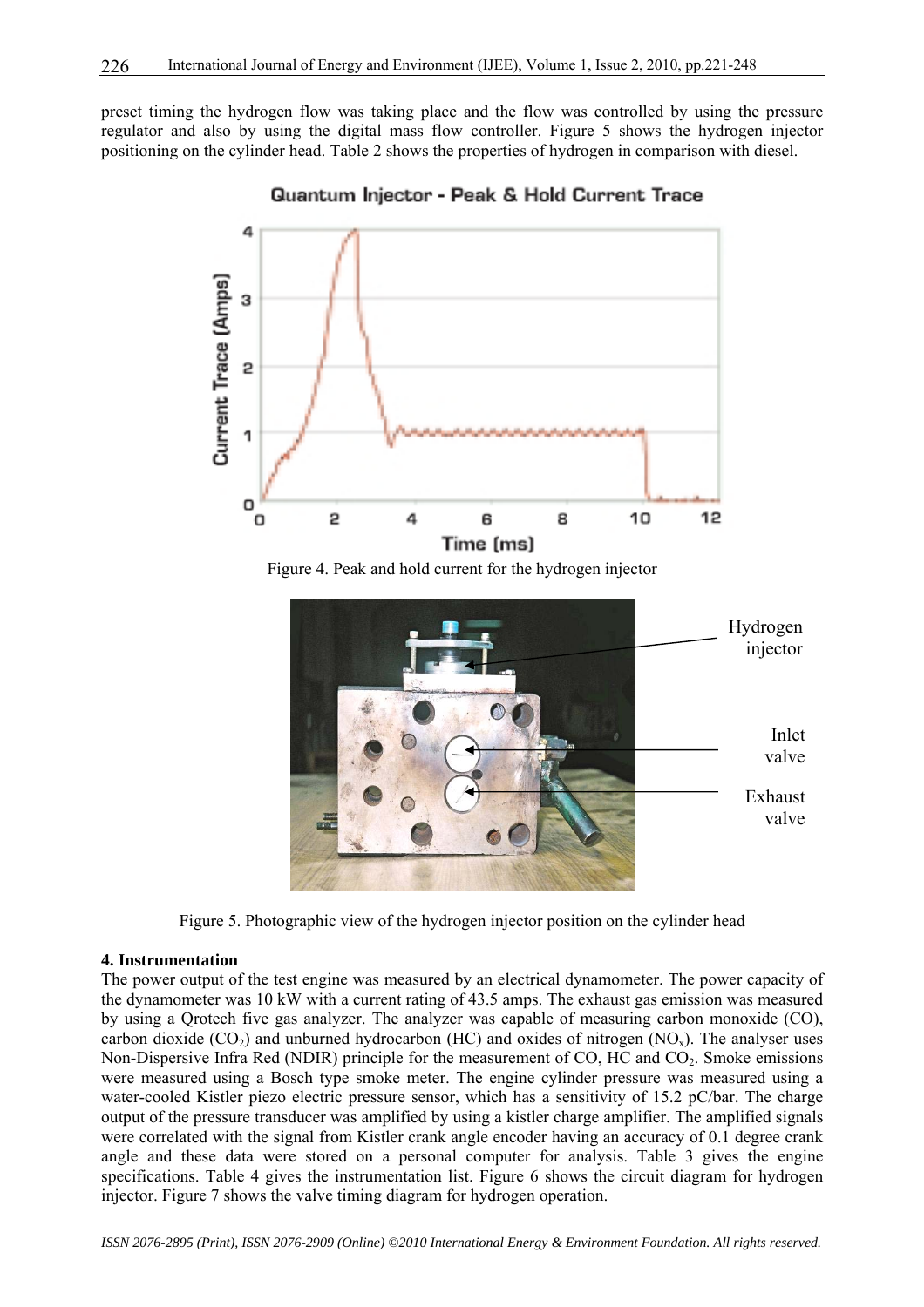preset timing the hydrogen flow was taking place and the flow was controlled by using the pressure regulator and also by using the digital mass flow controller. Figure 5 shows the hydrogen injector positioning on the cylinder head. Table 2 shows the properties of hydrogen in comparison with diesel.

Figure 4. Peak and hold current for the hydrogen injector

Figure 5. Photographic view of the hydrogen injector position on the cylinder head

## 4. Instrumentation

The power output of the test engine was measured by an electrical dynamometer. The power capacity of the dynamometer was 10 kW with a current rating of 43.5 amps. The exhaust gas emission was measured by using a Qrotech five gas analyzer. The analyzer was capable of measuring carbon monoxide (CO), carbon dioxide ($CO_2$) and unburned hydrocarbon (HC) and oxides of nitrogen ($NO_x$). The analyser uses Non-Dispersive Infra Red (NDIR) principle for the measurement of CO, HC and $CO_2$. Smoke emissions were measured using a Bosch type smoke meter. The engine cylinder pressure was measured using a water-cooled Kistler piezo electric pressure sensor, which has a sensitivity of 15.2 pC/bar. The charge output of the pressure transducer was amplified by using a kistler charge amplifier. The amplified signals were correlated with the signal from Kistler crank angle encoder having an accuracy of 0.1 degree crank angle and these data were stored on a personal computer for analysis. Table 3 gives the engine specifications. Table 4 gives the instrumentation list. Figure 6 shows the circuit diagram for hydrogen injector. Figure 7 shows the valve timing diagram for hydrogen operation.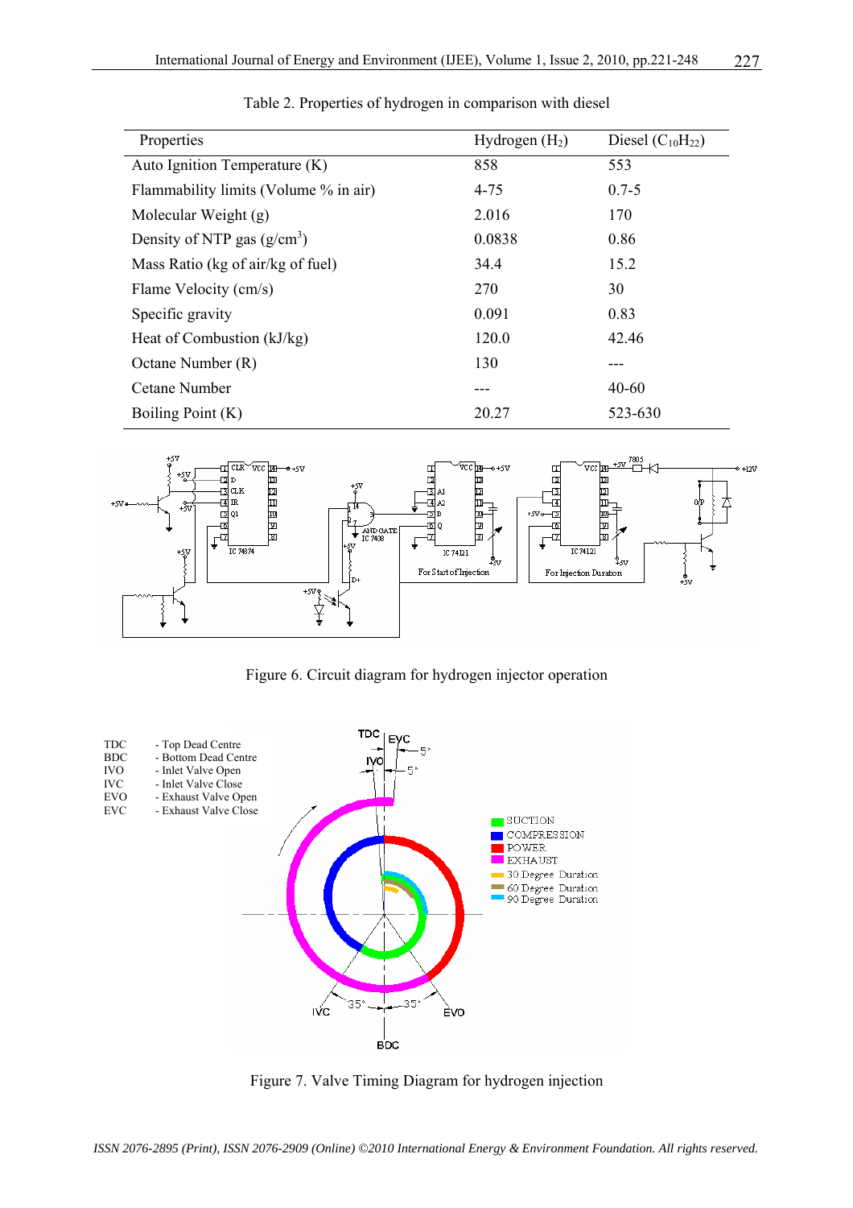Table 2. Properties of hydrogen in comparison with diesel

| Properties | Hydrogen ($H_2$) | Diesel ($C_{10}H_{22}$) |
|---|---|---|
| Auto Ignition Temperature (K) | 858 | 553 |
| Flammability limits (Volume % in air) | 4-75 | 0.7-5 |
| Molecular Weight (g) | 2.016 | 170 |
| Density of NTP gas (g/cm$^3$) | 0.0838 | 0.86 |
| Mass Ratio (kg of air/kg of fuel) | 34.4 | 15.2 |
| Flame Velocity (cm/s) | 270 | 30 |
| Specific gravity | 0.091 | 0.83 |
| Heat of Combustion (kJ/kg) | 120.0 | 42.46 |
| Octane Number (R) | 130 | --- |
| Cetane Number | --- | 40-60 |
| Boiling Point (K) | 20.27 | 523-630 |

Figure 6. Circuit diagram for hydrogen injector operation

Figure 7. Valve Timing Diagram for hydrogen injection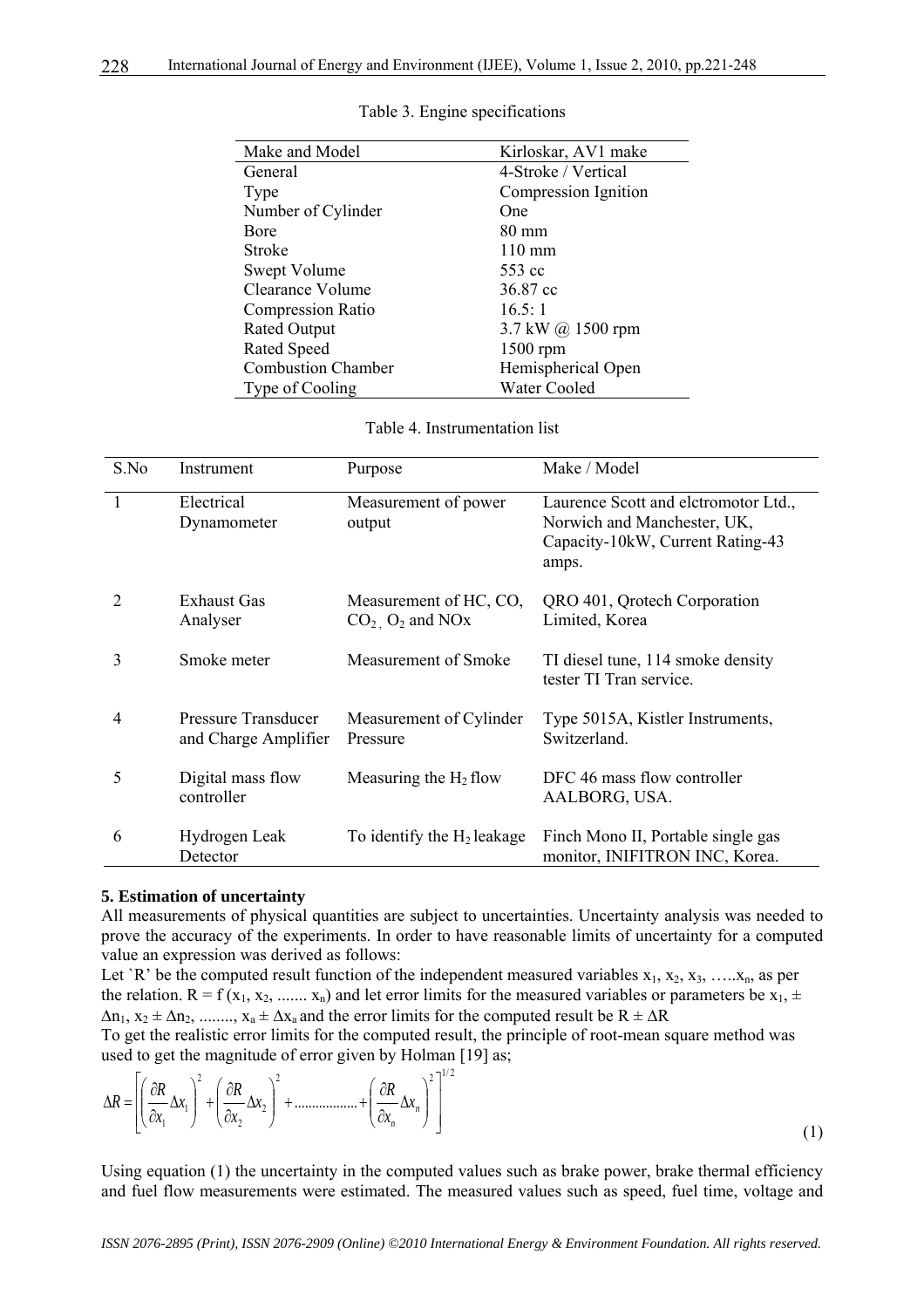Table 3. Engine specifications

| Make and Model | Kirloskar, AV1 make |
|---|---|
| General | 4-Stroke / Vertical |
| Type | Compression Ignition |
| Number of Cylinder | One |
| Bore | 80 mm |
| Stroke | 110 mm |
| Swept Volume | 553 cc |
| Clearance Volume | 36.87 cc |
| Compression Ratio | 16.5: 1 |
| Rated Output | 3.7 kW @ 1500 rpm |
| Rated Speed | 1500 rpm |
| Combustion Chamber | Hemispherical Open |
| Type of Cooling | Water Cooled |

Table 4. Instrumentation list

| S.No | Instrument | Purpose | Make / Model |
|---|---|---|---|
| 1 | Electrical Dynamometer | Measurement of power output | Laurence Scott and elctromotor Ltd., Norwich and Manchester, UK, Capacity-10kW, Current Rating-43 amps. |
| 2 | Exhaust Gas Analyser | Measurement of HC, CO, $CO_2$, $O_2$ and NOx | QRO 401, Qrotech Corporation Limited, Korea |
| 3 | Smoke meter | Measurement of Smoke | TI diesel tune, 114 smoke density tester TI Tran service. |
| 4 | Pressure Transducer and Charge Amplifier | Measurement of Cylinder Pressure | Type 5015A, Kistler Instruments, Switzerland. |
| 5 | Digital mass flow controller | Measuring the $H_2$ flow | DFC 46 mass flow controller AALBORG, USA. |
| 6 | Hydrogen Leak Detector | To identify the $H_2$ leakage | Finch Mono II, Portable single gas monitor, INIFITRON INC, Korea. |

**5. Estimation of uncertainty**

All measurements of physical quantities are subject to uncertainties. Uncertainty analysis was needed to prove the accuracy of the experiments. In order to have reasonable limits of uncertainty for a computed value an expression was derived as follows:

Let `R' be the computed result function of the independent measured variables $x_1$, $x_2$, $x_3$, …..$x_n$, as per the relation. $R = f(x_1, x_2, ....... x_n)$ and let error limits for the measured variables or parameters be $x_1 \pm \Delta n_1$, $x_2 \pm \Delta n_2$, ........, $x_a \pm \Delta x_a$ and the error limits for the computed result be $R \pm \Delta R$

To get the realistic error limits for the computed result, the principle of root-mean square method was used to get the magnitude of error given by Holman [19] as;

$$\Delta R = \left[ \left( \frac{\partial R}{\partial x_1} \Delta x_1 \right)^2 + \left( \frac{\partial R}{\partial x_2} \Delta x_2 \right)^2 + ................. + \left( \frac{\partial R}{\partial x_n} \Delta x_n \right)^2 \right]^{1/2} \tag{1}$$

Using equation (1) the uncertainty in the computed values such as brake power, brake thermal efficiency and fuel flow measurements were estimated. The measured values such as speed, fuel time, voltage and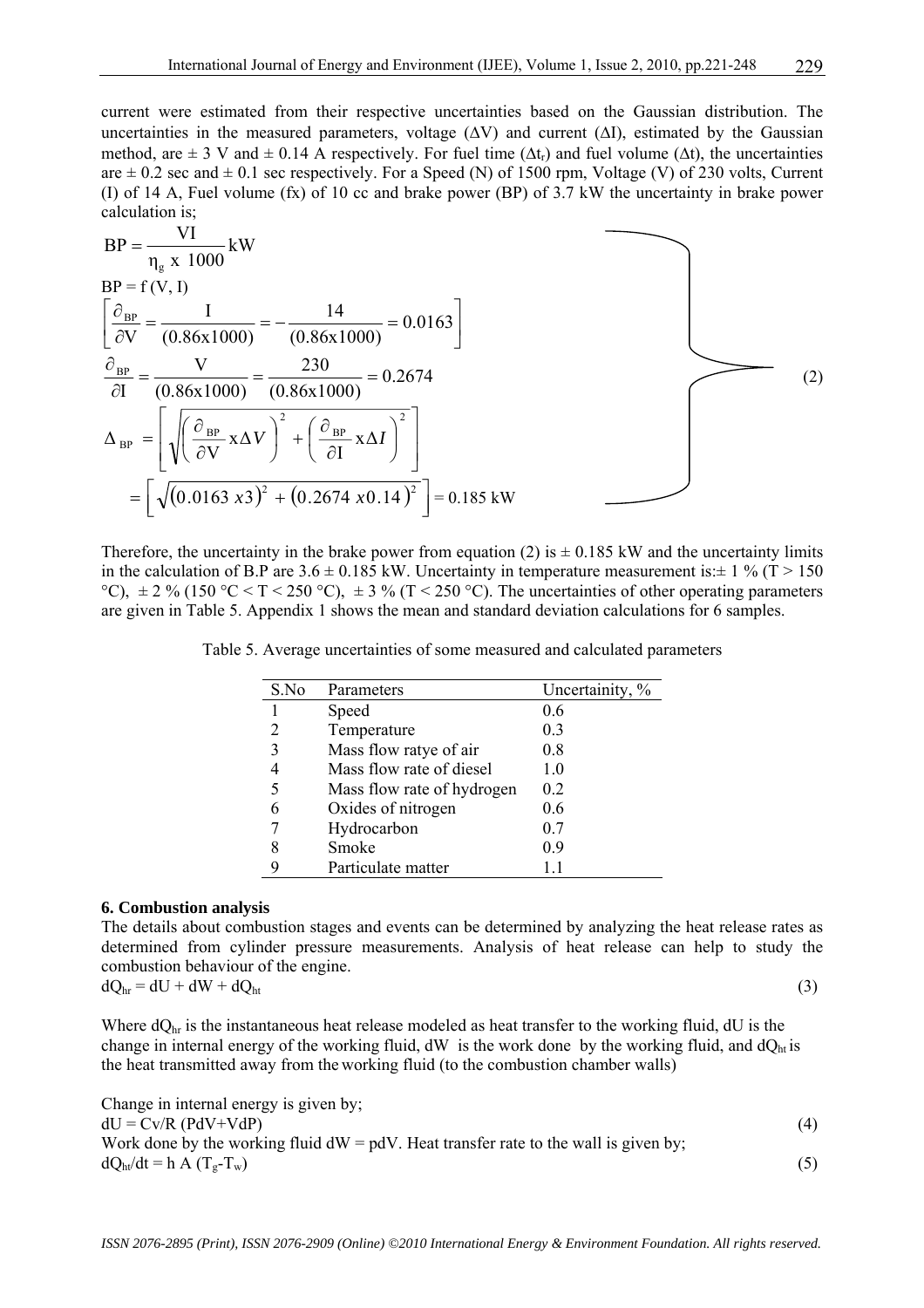current were estimated from their respective uncertainties based on the Gaussian distribution. The uncertainties in the measured parameters, voltage ($\Delta V$) and current ($\Delta I$), estimated by the Gaussian method, are ± 3 V and ± 0.14 A respectively. For fuel time ($\Delta t_r$) and fuel volume ($\Delta t$), the uncertainties are ± 0.2 sec and ± 0.1 sec respectively. For a Speed (N) of 1500 rpm, Voltage (V) of 230 volts, Current (I) of 14 A, Fuel volume (fx) of 10 cc and brake power (BP) of 3.7 kW the uncertainty in brake power calculation is;

$$
\left.
\begin{aligned}
&\text{BP} = \frac{\text{VI}}{\eta_g \text{ x } 1000}\text{kW} \\
&\text{BP} = \text{f (V, I)} \\
&\left[\frac{\partial_{\text{BP}}}{\partial \text{V}} = \frac{\text{I}}{(0.86\text{x}1000)} = -\frac{14}{(0.86\text{x}1000)} = 0.0163\right] \\
&\frac{\partial_{\text{BP}}}{\partial \text{I}} = \frac{\text{V}}{(0.86\text{x}1000)} = \frac{230}{(0.86\text{x}1000)} = 0.2674 \\
&\Delta_{\text{BP}} = \left[\sqrt{\left(\frac{\partial_{\text{BP}}}{\partial \text{V}}\text{x}\Delta V\right)^2 + \left(\frac{\partial_{\text{BP}}}{\partial \text{I}}\text{x}\Delta I\right)^2}\right] \\
&= \left[\sqrt{(0.0163\, x3)^2 + (0.2674\, x0.14)^2}\right] = 0.185 \text{ kW}
\end{aligned}
\right\} \quad (2)
$$

Therefore, the uncertainty in the brake power from equation (2) is ± 0.185 kW and the uncertainty limits in the calculation of B.P are 3.6 ± 0.185 kW. Uncertainty in temperature measurement is:± 1 % (T > 150 °C), ± 2 % (150 °C < T < 250 °C), ± 3 % (T < 250 °C). The uncertainties of other operating parameters are given in Table 5. Appendix 1 shows the mean and standard deviation calculations for 6 samples.

Table 5. Average uncertainties of some measured and calculated parameters

| S.No | Parameters | Uncertainity, % |
|---|---|---|
| 1 | Speed | 0.6 |
| 2 | Temperature | 0.3 |
| 3 | Mass flow ratye of air | 0.8 |
| 4 | Mass flow rate of diesel | 1.0 |
| 5 | Mass flow rate of hydrogen | 0.2 |
| 6 | Oxides of nitrogen | 0.6 |
| 7 | Hydrocarbon | 0.7 |
| 8 | Smoke | 0.9 |
| 9 | Particulate matter | 1.1 |

## 6. Combustion analysis

The details about combustion stages and events can be determined by analyzing the heat release rates as determined from cylinder pressure measurements. Analysis of heat release can help to study the combustion behaviour of the engine.

$$dQ_{hr} = dU + dW + dQ_{ht} \quad (3)$$

Where $dQ_{hr}$ is the instantaneous heat release modeled as heat transfer to the working fluid, dU is the change in internal energy of the working fluid, dW is the work done by the working fluid, and $dQ_{ht}$ is the heat transmitted away from the working fluid (to the combustion chamber walls)

Change in internal energy is given by;

$$dU = Cv/R\ (PdV+VdP) \quad (4)$$

Work done by the working fluid dW = pdV. Heat transfer rate to the wall is given by;

$$dQ_{ht}/dt = h\ A\ (T_g-T_w) \quad (5)$$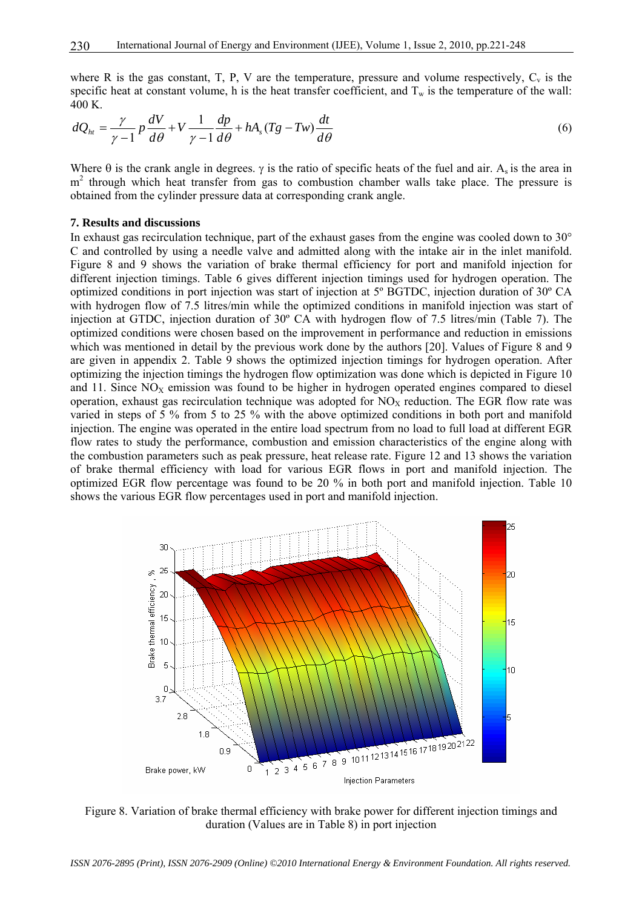where R is the gas constant, T, P, V are the temperature, pressure and volume respectively, $C_v$ is the specific heat at constant volume, h is the heat transfer coefficient, and $T_w$ is the temperature of the wall: 400 K.

$$dQ_{ht} = \frac{\gamma}{\gamma - 1} p \frac{dV}{d\theta} + V \frac{1}{\gamma - 1} \frac{dp}{d\theta} + hA_s (Tg - Tw) \frac{dt}{d\theta} \tag{6}$$

Where θ is the crank angle in degrees. γ is the ratio of specific heats of the fuel and air. $A_s$ is the area in $m^2$ through which heat transfer from gas to combustion chamber walls take place. The pressure is obtained from the cylinder pressure data at corresponding crank angle.

### 7. Results and discussions

In exhaust gas recirculation technique, part of the exhaust gases from the engine was cooled down to 30° C and controlled by using a needle valve and admitted along with the intake air in the inlet manifold. Figure 8 and 9 shows the variation of brake thermal efficiency for port and manifold injection for different injection timings. Table 6 gives different injection timings used for hydrogen operation. The optimized conditions in port injection was start of injection at 5º BGTDC, injection duration of 30º CA with hydrogen flow of 7.5 litres/min while the optimized conditions in manifold injection was start of injection at GTDC, injection duration of 30º CA with hydrogen flow of 7.5 litres/min (Table 7). The optimized conditions were chosen based on the improvement in performance and reduction in emissions which was mentioned in detail by the previous work done by the authors [20]. Values of Figure 8 and 9 are given in appendix 2. Table 9 shows the optimized injection timings for hydrogen operation. After optimizing the injection timings the hydrogen flow optimization was done which is depicted in Figure 10 and 11. Since $NO_X$ emission was found to be higher in hydrogen operated engines compared to diesel operation, exhaust gas recirculation technique was adopted for $NO_X$ reduction. The EGR flow rate was varied in steps of 5 % from 5 to 25 % with the above optimized conditions in both port and manifold injection. The engine was operated in the entire load spectrum from no load to full load at different EGR flow rates to study the performance, combustion and emission characteristics of the engine along with the combustion parameters such as peak pressure, heat release rate. Figure 12 and 13 shows the variation of brake thermal efficiency with load for various EGR flows in port and manifold injection. The optimized EGR flow percentage was found to be 20 % in both port and manifold injection. Table 10 shows the various EGR flow percentages used in port and manifold injection.

Figure 8. Variation of brake thermal efficiency with brake power for different injection timings and duration (Values are in Table 8) in port injection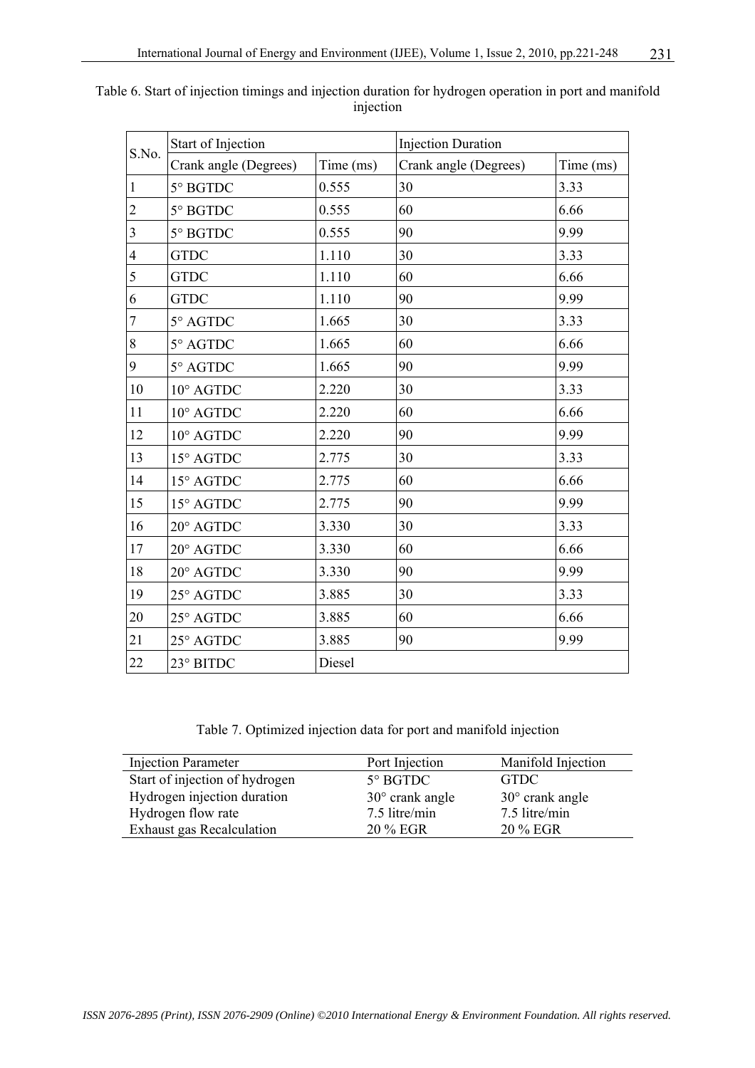Table 6. Start of injection timings and injection duration for hydrogen operation in port and manifold injection

| S.No. | Start of Injection | | Injection Duration | |
|---|---|---|---|---|
| | Crank angle (Degrees) | Time (ms) | Crank angle (Degrees) | Time (ms) |
| 1 | 5° BGTDC | 0.555 | 30 | 3.33 |
| 2 | 5° BGTDC | 0.555 | 60 | 6.66 |
| 3 | 5° BGTDC | 0.555 | 90 | 9.99 |
| 4 | GTDC | 1.110 | 30 | 3.33 |
| 5 | GTDC | 1.110 | 60 | 6.66 |
| 6 | GTDC | 1.110 | 90 | 9.99 |
| 7 | 5° AGTDC | 1.665 | 30 | 3.33 |
| 8 | 5° AGTDC | 1.665 | 60 | 6.66 |
| 9 | 5° AGTDC | 1.665 | 90 | 9.99 |
| 10 | 10° AGTDC | 2.220 | 30 | 3.33 |
| 11 | 10° AGTDC | 2.220 | 60 | 6.66 |
| 12 | 10° AGTDC | 2.220 | 90 | 9.99 |
| 13 | 15° AGTDC | 2.775 | 30 | 3.33 |
| 14 | 15° AGTDC | 2.775 | 60 | 6.66 |
| 15 | 15° AGTDC | 2.775 | 90 | 9.99 |
| 16 | 20° AGTDC | 3.330 | 30 | 3.33 |
| 17 | 20° AGTDC | 3.330 | 60 | 6.66 |
| 18 | 20° AGTDC | 3.330 | 90 | 9.99 |
| 19 | 25° AGTDC | 3.885 | 30 | 3.33 |
| 20 | 25° AGTDC | 3.885 | 60 | 6.66 |
| 21 | 25° AGTDC | 3.885 | 90 | 9.99 |
| 22 | 23° BITDC | Diesel | | |

Table 7. Optimized injection data for port and manifold injection

| Injection Parameter | Port Injection | Manifold Injection |
|---|---|---|
| Start of injection of hydrogen | 5° BGTDC | GTDC |
| Hydrogen injection duration | 30° crank angle | 30° crank angle |
| Hydrogen flow rate | 7.5 litre/min | 7.5 litre/min |
| Exhaust gas Recalculation | 20 % EGR | 20 % EGR |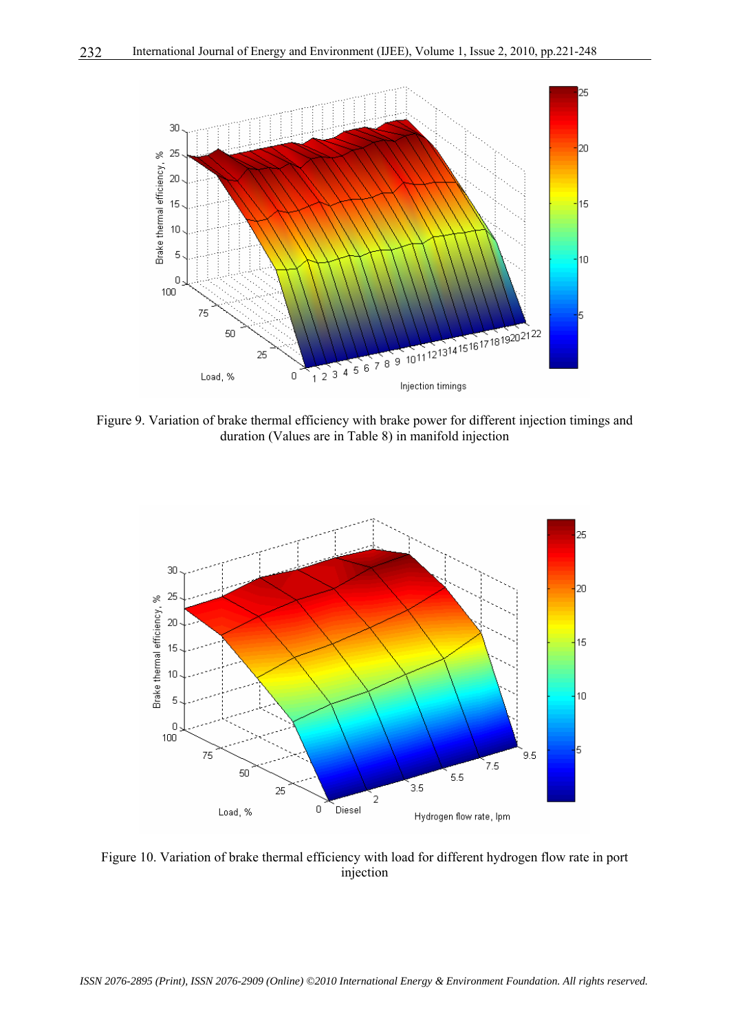Figure 9. Variation of brake thermal efficiency with brake power for different injection timings and duration (Values are in Table 8) in manifold injection

Figure 10. Variation of brake thermal efficiency with load for different hydrogen flow rate in port injection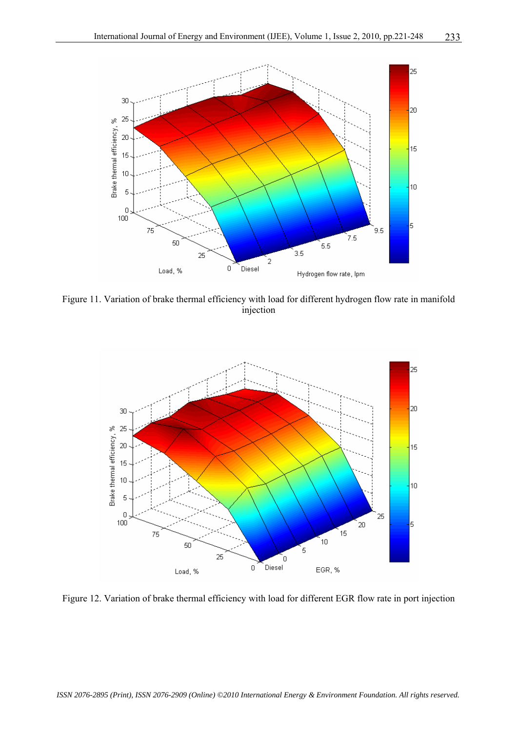Figure 11. Variation of brake thermal efficiency with load for different hydrogen flow rate in manifold injection

Figure 12. Variation of brake thermal efficiency with load for different EGR flow rate in port injection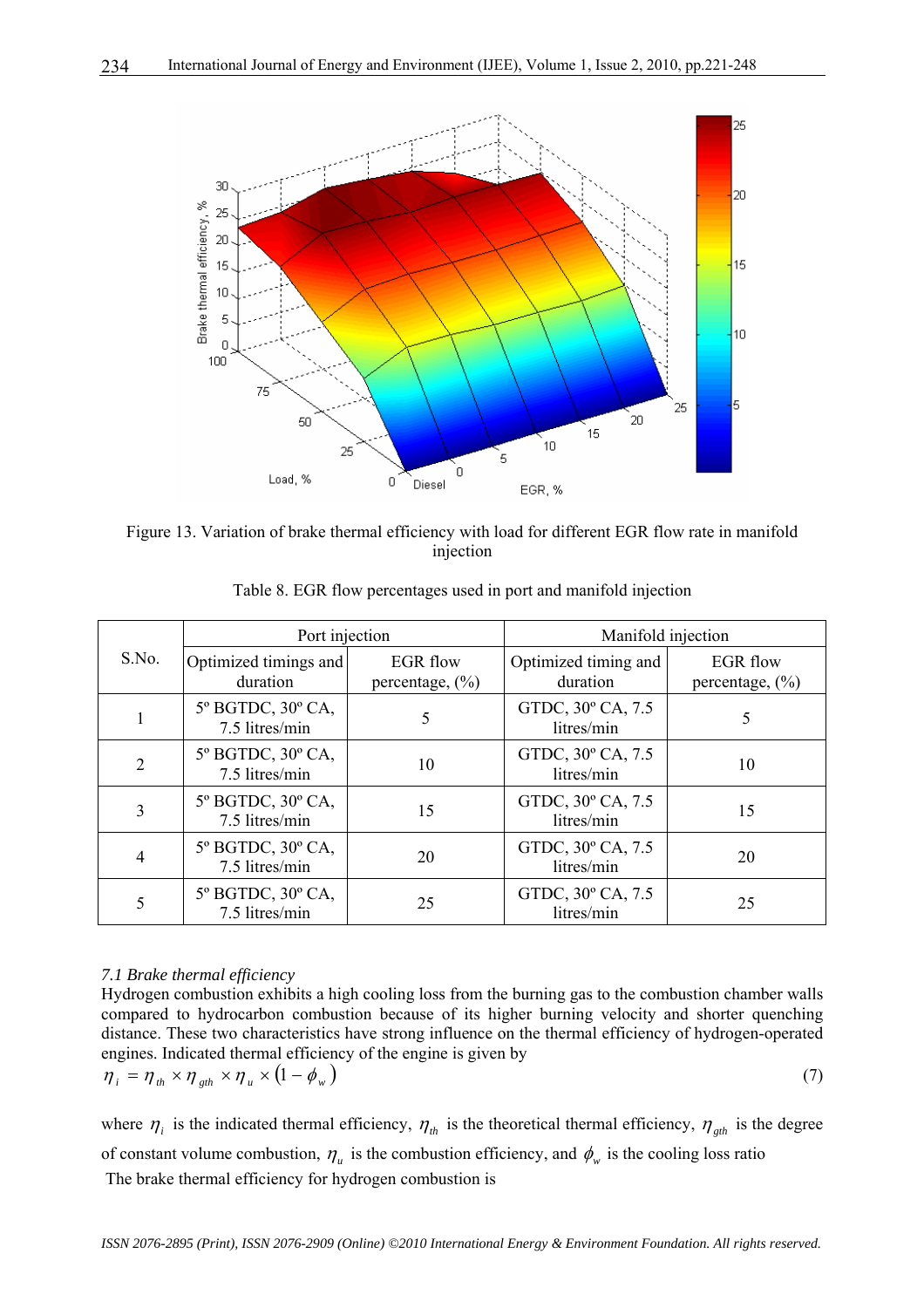Figure 13. Variation of brake thermal efficiency with load for different EGR flow rate in manifold injection

Table 8. EGR flow percentages used in port and manifold injection

| S.No. | Port injection | | Manifold injection | |
|---|---|---|---|---|
| | Optimized timings and duration | EGR flow percentage, (%) | Optimized timing and duration | EGR flow percentage, (%) |
| 1 | 5º BGTDC, 30º CA, 7.5 litres/min | 5 | GTDC, 30º CA, 7.5 litres/min | 5 |
| 2 | 5º BGTDC, 30º CA, 7.5 litres/min | 10 | GTDC, 30º CA, 7.5 litres/min | 10 |
| 3 | 5º BGTDC, 30º CA, 7.5 litres/min | 15 | GTDC, 30º CA, 7.5 litres/min | 15 |
| 4 | 5º BGTDC, 30º CA, 7.5 litres/min | 20 | GTDC, 30º CA, 7.5 litres/min | 20 |
| 5 | 5º BGTDC, 30º CA, 7.5 litres/min | 25 | GTDC, 30º CA, 7.5 litres/min | 25 |

### *7.1 Brake thermal efficiency*

Hydrogen combustion exhibits a high cooling loss from the burning gas to the combustion chamber walls compared to hydrocarbon combustion because of its higher burning velocity and shorter quenching distance. These two characteristics have strong influence on the thermal efficiency of hydrogen-operated engines. Indicated thermal efficiency of the engine is given by

$$\eta_i = \eta_{th} \times \eta_{gth} \times \eta_u \times (1 - \phi_w) \tag{7}$$

where $\eta_i$ is the indicated thermal efficiency, $\eta_{th}$ is the theoretical thermal efficiency, $\eta_{gth}$ is the degree of constant volume combustion, $\eta_u$ is the combustion efficiency, and $\phi_w$ is the cooling loss ratio

The brake thermal efficiency for hydrogen combustion is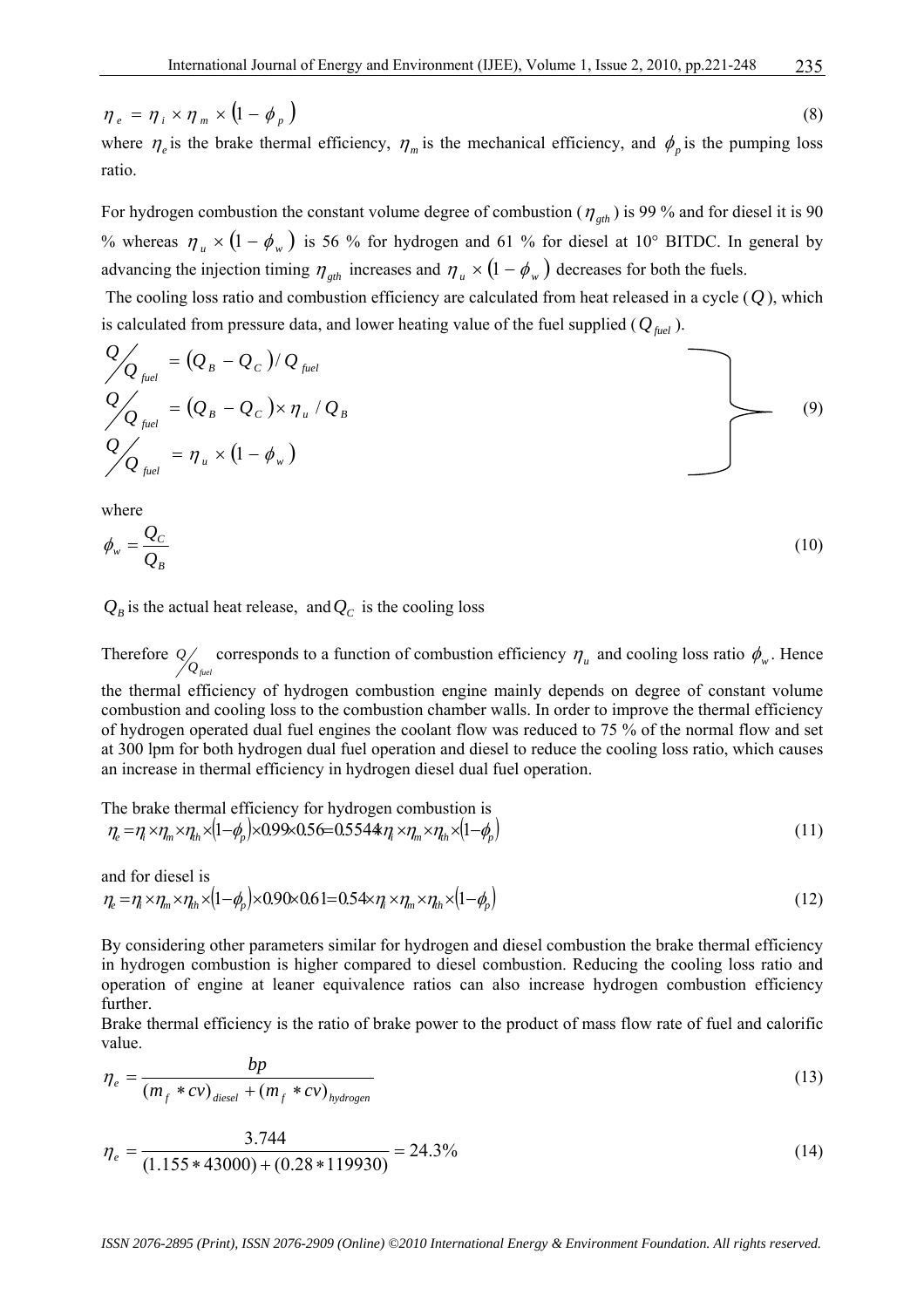$$\eta_e = \eta_i \times \eta_m \times (1 - \phi_p) \quad (8)$$

where $\eta_e$ is the brake thermal efficiency, $\eta_m$ is the mechanical efficiency, and $\phi_p$ is the pumping loss ratio.

For hydrogen combustion the constant volume degree of combustion ($\eta_{gth}$) is 99 % and for diesel it is 90 % whereas $\eta_u \times (1 - \phi_w)$ is 56 % for hydrogen and 61 % for diesel at 10° BITDC. In general by advancing the injection timing $\eta_{gth}$ increases and $\eta_u \times (1 - \phi_w)$ decreases for both the fuels.

The cooling loss ratio and combustion efficiency are calculated from heat released in a cycle ($Q$), which is calculated from pressure data, and lower heating value of the fuel supplied ($Q_{fuel}$).

$$\left.\begin{aligned}
Q/Q_{fuel} &= (Q_B - Q_C)/Q_{fuel} \\
Q/Q_{fuel} &= (Q_B - Q_C) \times \eta_u / Q_B \\
Q/Q_{fuel} &= \eta_u \times (1 - \phi_w)
\end{aligned}\right\} \quad (9)$$

where

$$\phi_w = \frac{Q_C}{Q_B} \quad (10)$$

$Q_B$ is the actual heat release, and $Q_C$ is the cooling loss

Therefore $Q/Q_{fuel}$ corresponds to a function of combustion efficiency $\eta_u$ and cooling loss ratio $\phi_w$. Hence the thermal efficiency of hydrogen combustion engine mainly depends on degree of constant volume combustion and cooling loss to the combustion chamber walls. In order to improve the thermal efficiency of hydrogen operated dual fuel engines the coolant flow was reduced to 75 % of the normal flow and set at 300 lpm for both hydrogen dual fuel operation and diesel to reduce the cooling loss ratio, which causes an increase in thermal efficiency in hydrogen diesel dual fuel operation.

The brake thermal efficiency for hydrogen combustion is

$$\eta_e = \eta_i \times \eta_m \times \eta_{th} \times (1 - \phi_p) \times 0.99 \times 0.56 = 0.5544 \eta_i \times \eta_m \times \eta_{th} \times (1 - \phi_p) \quad (11)$$

and for diesel is

$$\eta_e = \eta_i \times \eta_m \times \eta_{th} \times (1 - \phi_p) \times 0.90 \times 0.61 = 0.54 \times \eta_i \times \eta_m \times \eta_{th} \times (1 - \phi_p) \quad (12)$$

By considering other parameters similar for hydrogen and diesel combustion the brake thermal efficiency in hydrogen combustion is higher compared to diesel combustion. Reducing the cooling loss ratio and operation of engine at leaner equivalence ratios can also increase hydrogen combustion efficiency further.

Brake thermal efficiency is the ratio of brake power to the product of mass flow rate of fuel and calorific value.

$$\eta_e = \frac{bp}{(m_f * cv)_{diesel} + (m_f * cv)_{hydrogen}} \quad (13)$$

$$\eta_e = \frac{3.744}{(1.155 * 43000) + (0.28 * 119930)} = 24.3\% \quad (14)$$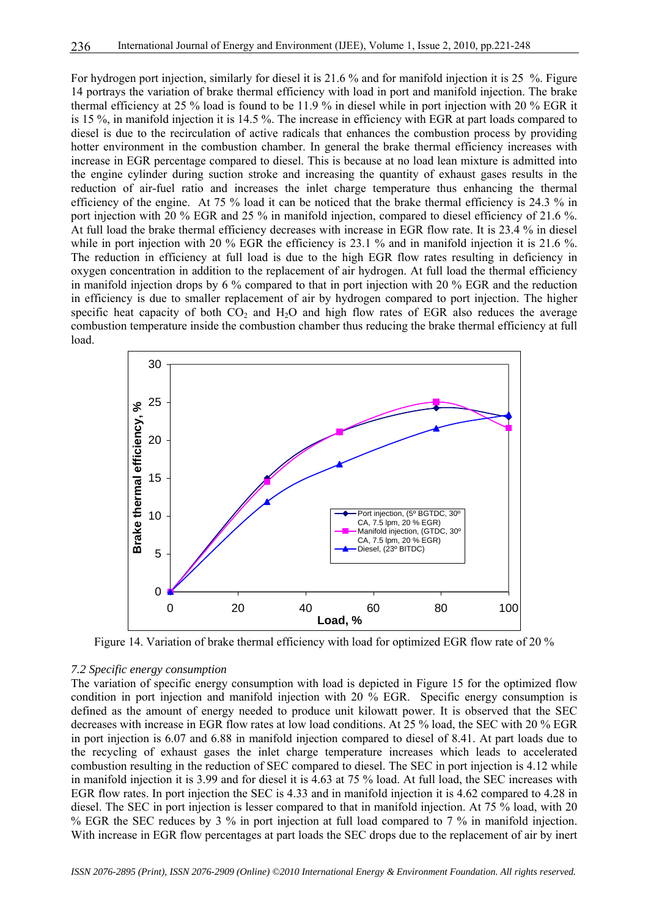For hydrogen port injection, similarly for diesel it is 21.6 % and for manifold injection it is 25 %. Figure 14 portrays the variation of brake thermal efficiency with load in port and manifold injection. The brake thermal efficiency at 25 % load is found to be 11.9 % in diesel while in port injection with 20 % EGR it is 15 %, in manifold injection it is 14.5 %. The increase in efficiency with EGR at part loads compared to diesel is due to the recirculation of active radicals that enhances the combustion process by providing hotter environment in the combustion chamber. In general the brake thermal efficiency increases with increase in EGR percentage compared to diesel. This is because at no load lean mixture is admitted into the engine cylinder during suction stroke and increasing the quantity of exhaust gases results in the reduction of air-fuel ratio and increases the inlet charge temperature thus enhancing the thermal efficiency of the engine. At 75 % load it can be noticed that the brake thermal efficiency is 24.3 % in port injection with 20 % EGR and 25 % in manifold injection, compared to diesel efficiency of 21.6 %. At full load the brake thermal efficiency decreases with increase in EGR flow rate. It is 23.4 % in diesel while in port injection with 20 % EGR the efficiency is 23.1 % and in manifold injection it is 21.6 %. The reduction in efficiency at full load is due to the high EGR flow rates resulting in deficiency in oxygen concentration in addition to the replacement of air hydrogen. At full load the thermal efficiency in manifold injection drops by 6 % compared to that in port injection with 20 % EGR and the reduction in efficiency is due to smaller replacement of air by hydrogen compared to port injection. The higher specific heat capacity of both $CO_2$ and $H_2O$ and high flow rates of EGR also reduces the average combustion temperature inside the combustion chamber thus reducing the brake thermal efficiency at full load.

Figure 14. Variation of brake thermal efficiency with load for optimized EGR flow rate of 20 %

*7.2 Specific energy consumption*

The variation of specific energy consumption with load is depicted in Figure 15 for the optimized flow condition in port injection and manifold injection with 20 % EGR. Specific energy consumption is defined as the amount of energy needed to produce unit kilowatt power. It is observed that the SEC decreases with increase in EGR flow rates at low load conditions. At 25 % load, the SEC with 20 % EGR in port injection is 6.07 and 6.88 in manifold injection compared to diesel of 8.41. At part loads due to the recycling of exhaust gases the inlet charge temperature increases which leads to accelerated combustion resulting in the reduction of SEC compared to diesel. The SEC in port injection is 4.12 while in manifold injection it is 3.99 and for diesel it is 4.63 at 75 % load. At full load, the SEC increases with EGR flow rates. In port injection the SEC is 4.33 and in manifold injection it is 4.62 compared to 4.28 in diesel. The SEC in port injection is lesser compared to that in manifold injection. At 75 % load, with 20 % EGR the SEC reduces by 3 % in port injection at full load compared to 7 % in manifold injection. With increase in EGR flow percentages at part loads the SEC drops due to the replacement of air by inert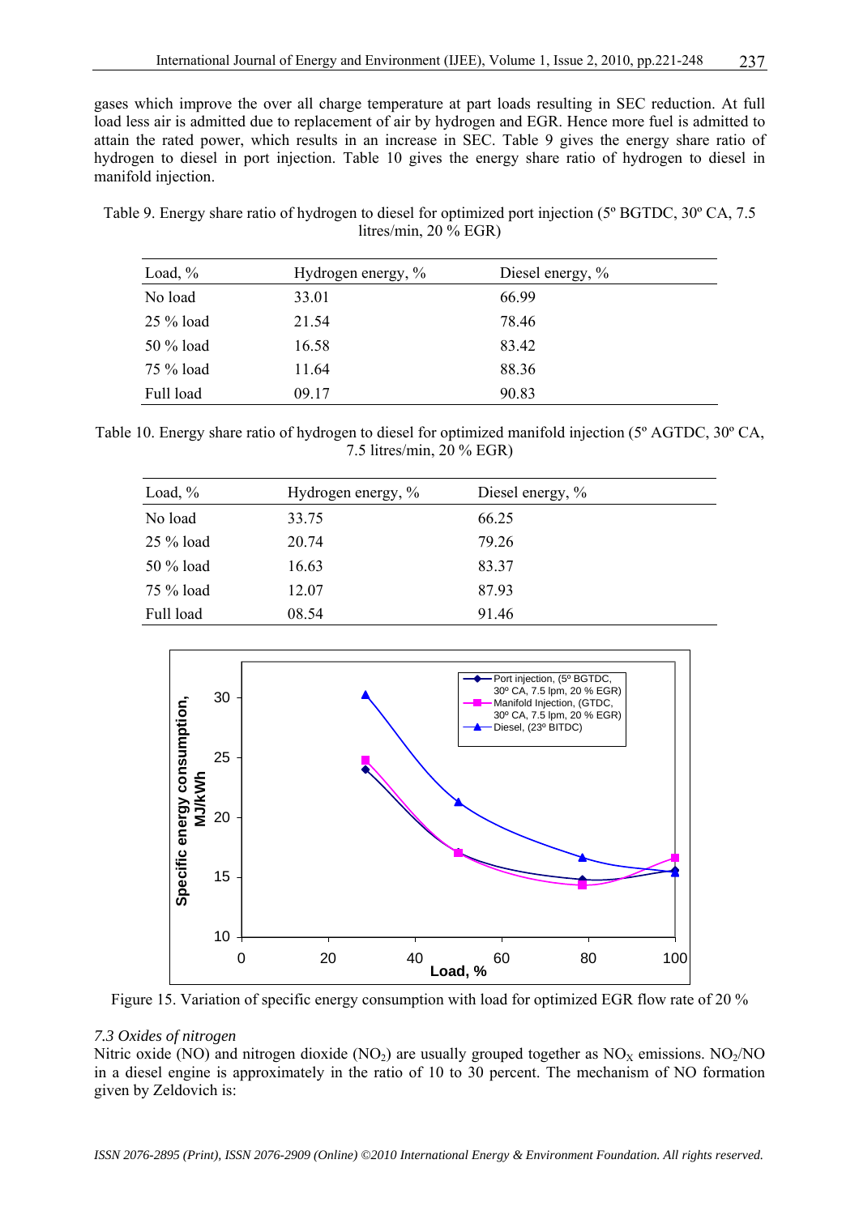gases which improve the over all charge temperature at part loads resulting in SEC reduction. At full load less air is admitted due to replacement of air by hydrogen and EGR. Hence more fuel is admitted to attain the rated power, which results in an increase in SEC. Table 9 gives the energy share ratio of hydrogen to diesel in port injection. Table 10 gives the energy share ratio of hydrogen to diesel in manifold injection.

Table 9. Energy share ratio of hydrogen to diesel for optimized port injection (5º BGTDC, 30º CA, 7.5 litres/min, 20 % EGR)

| Load, % | Hydrogen energy, % | Diesel energy, % |
|---|---|---|
| No load | 33.01 | 66.99 |
| 25 % load | 21.54 | 78.46 |
| 50 % load | 16.58 | 83.42 |
| 75 % load | 11.64 | 88.36 |
| Full load | 09.17 | 90.83 |

Table 10. Energy share ratio of hydrogen to diesel for optimized manifold injection (5º AGTDC, 30º CA, 7.5 litres/min, 20 % EGR)

| Load, % | Hydrogen energy, % | Diesel energy, % |
|---|---|---|
| No load | 33.75 | 66.25 |
| 25 % load | 20.74 | 79.26 |
| 50 % load | 16.63 | 83.37 |
| 75 % load | 12.07 | 87.93 |
| Full load | 08.54 | 91.46 |

Figure 15. Variation of specific energy consumption with load for optimized EGR flow rate of 20 %

*7.3 Oxides of nitrogen*

Nitric oxide (NO) and nitrogen dioxide ($NO_2$) are usually grouped together as $NO_X$ emissions. $NO_2$/NO in a diesel engine is approximately in the ratio of 10 to 30 percent. The mechanism of NO formation given by Zeldovich is: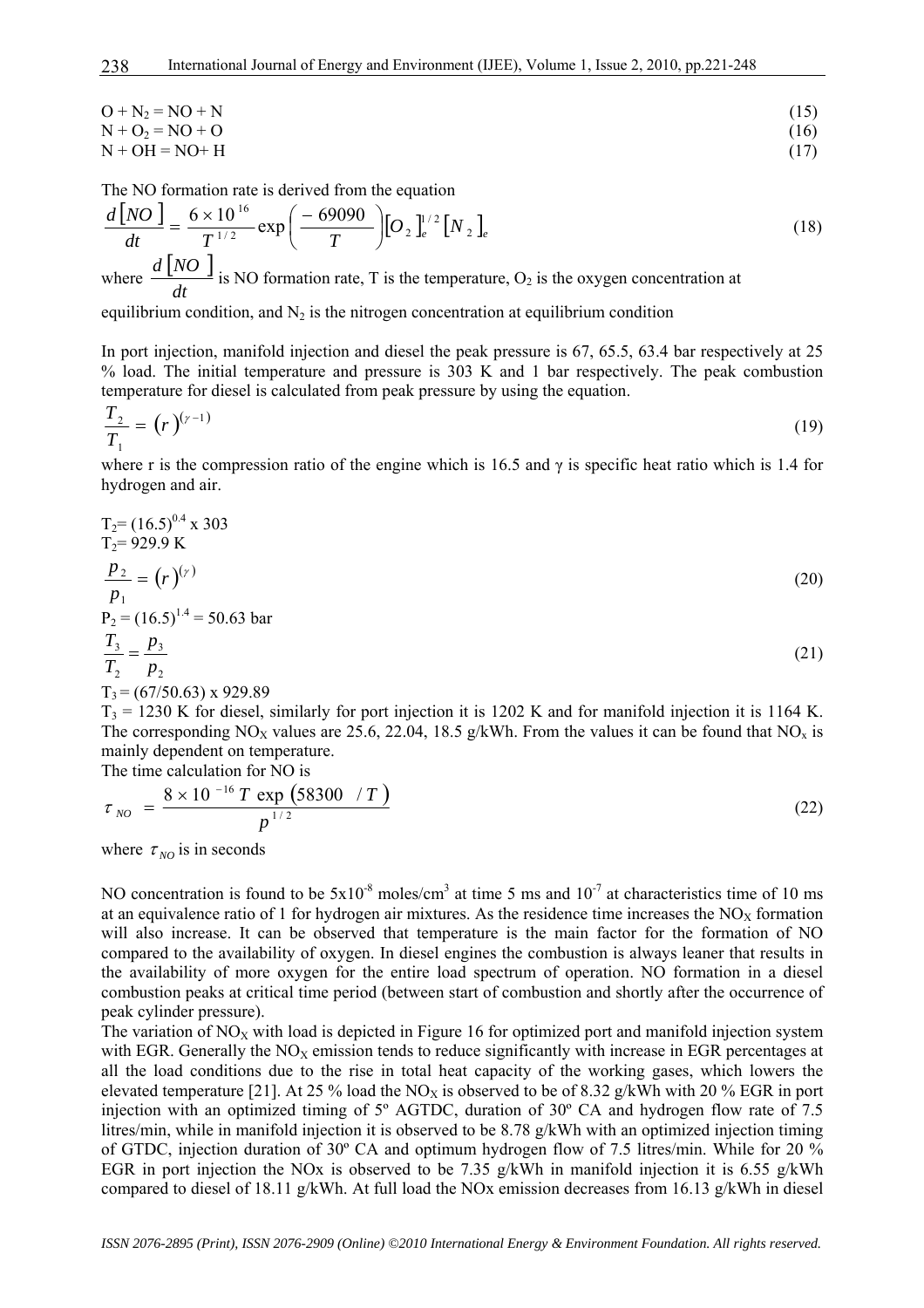$O + N_2 = NO + N$ (15)
$N + O_2 = NO + O$ (16)
$N + OH = NO + H$ (17)

The NO formation rate is derived from the equation

$$\frac{d[NO]}{dt} = \frac{6\times 10^{16}}{T^{1/2}} \exp\left(\frac{-69090}{T}\right)[O_2]_e^{1/2}[N_2]_e \quad (18)$$

where $\frac{d[NO]}{dt}$ is NO formation rate, T is the temperature, $O_2$ is the oxygen concentration at equilibrium condition, and $N_2$ is the nitrogen concentration at equilibrium condition

In port injection, manifold injection and diesel the peak pressure is 67, 65.5, 63.4 bar respectively at 25 % load. The initial temperature and pressure is 303 K and 1 bar respectively. The peak combustion temperature for diesel is calculated from peak pressure by using the equation.

$$\frac{T_2}{T_1} = (r)^{(\gamma-1)} \quad (19)$$

where r is the compression ratio of the engine which is 16.5 and γ is specific heat ratio which is 1.4 for hydrogen and air.

$T_2 = (16.5)^{0.4} \times 303$
$T_2 = 929.9$ K

$$\frac{p_2}{p_1} = (r)^{(\gamma)} \quad (20)$$

$P_2 = (16.5)^{1.4} = 50.63$ bar

$$\frac{T_3}{T_2} = \frac{p_3}{p_2} \quad (21)$$

$T_3 = (67/50.63) \times 929.89$

$T_3 = 1230$ K for diesel, similarly for port injection it is 1202 K and for manifold injection it is 1164 K. The corresponding $NO_X$ values are 25.6, 22.04, 18.5 g/kWh. From the values it can be found that $NO_x$ is mainly dependent on temperature.

The time calculation for NO is

$$\tau_{NO} = \frac{8\times 10^{-16}\, T \exp(58300 \; / T)}{p^{1/2}} \quad (22)$$

where $\tau_{NO}$ is in seconds

NO concentration is found to be $5\times10^{-8}$ moles/cm$^3$ at time 5 ms and $10^{-7}$ at characteristics time of 10 ms at an equivalence ratio of 1 for hydrogen air mixtures. As the residence time increases the $NO_X$ formation will also increase. It can be observed that temperature is the main factor for the formation of NO compared to the availability of oxygen. In diesel engines the combustion is always leaner that results in the availability of more oxygen for the entire load spectrum of operation. NO formation in a diesel combustion peaks at critical time period (between start of combustion and shortly after the occurrence of peak cylinder pressure).

The variation of $NO_X$ with load is depicted in Figure 16 for optimized port and manifold injection system with EGR. Generally the $NO_X$ emission tends to reduce significantly with increase in EGR percentages at all the load conditions due to the rise in total heat capacity of the working gases, which lowers the elevated temperature [21]. At 25 % load the $NO_X$ is observed to be of 8.32 g/kWh with 20 % EGR in port injection with an optimized timing of 5º AGTDC, duration of 30º CA and hydrogen flow rate of 7.5 litres/min, while in manifold injection it is observed to be 8.78 g/kWh with an optimized injection timing of GTDC, injection duration of 30º CA and optimum hydrogen flow of 7.5 litres/min. While for 20 % EGR in port injection the NOx is observed to be 7.35 g/kWh in manifold injection it is 6.55 g/kWh compared to diesel of 18.11 g/kWh. At full load the NOx emission decreases from 16.13 g/kWh in diesel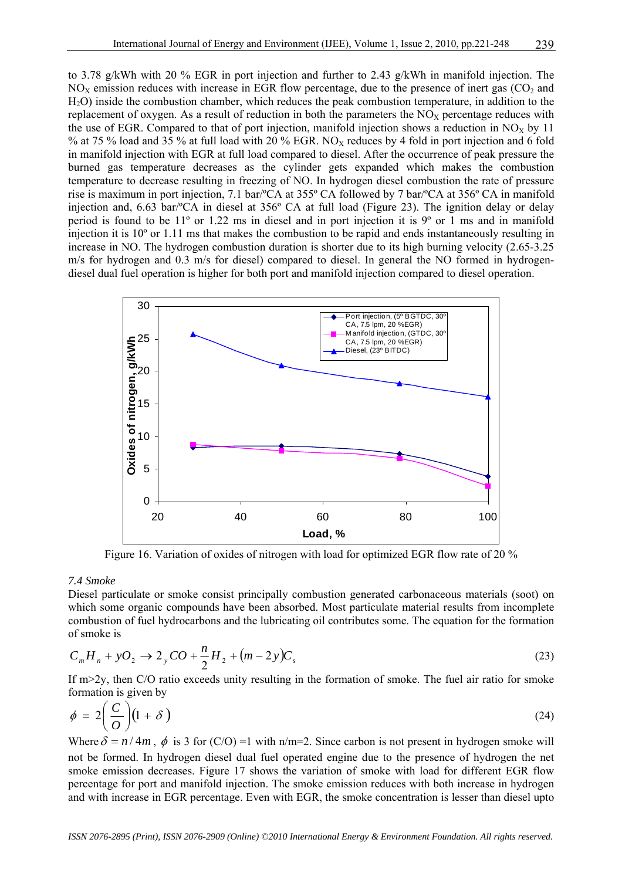to 3.78 g/kWh with 20 % EGR in port injection and further to 2.43 g/kWh in manifold injection. The $NO_X$ emission reduces with increase in EGR flow percentage, due to the presence of inert gas ($CO_2$ and $H_2O$) inside the combustion chamber, which reduces the peak combustion temperature, in addition to the replacement of oxygen. As a result of reduction in both the parameters the $NO_X$ percentage reduces with the use of EGR. Compared to that of port injection, manifold injection shows a reduction in $NO_X$ by 11 % at 75 % load and 35 % at full load with 20 % EGR. $NO_X$ reduces by 4 fold in port injection and 6 fold in manifold injection with EGR at full load compared to diesel. After the occurrence of peak pressure the burned gas temperature decreases as the cylinder gets expanded which makes the combustion temperature to decrease resulting in freezing of NO. In hydrogen diesel combustion the rate of pressure rise is maximum in port injection, 7.1 bar/ºCA at 355º CA followed by 7 bar/ºCA at 356º CA in manifold injection and, 6.63 bar/ºCA in diesel at 356º CA at full load (Figure 23). The ignition delay or delay period is found to be 11º or 1.22 ms in diesel and in port injection it is 9º or 1 ms and in manifold injection it is 10º or 1.11 ms that makes the combustion to be rapid and ends instantaneously resulting in increase in NO. The hydrogen combustion duration is shorter due to its high burning velocity (2.65-3.25 m/s for hydrogen and 0.3 m/s for diesel) compared to diesel. In general the NO formed in hydrogen-diesel dual fuel operation is higher for both port and manifold injection compared to diesel operation.

Figure 16. Variation of oxides of nitrogen with load for optimized EGR flow rate of 20 %

*7.4 Smoke*

Diesel particulate or smoke consist principally combustion generated carbonaceous materials (soot) on which some organic compounds have been absorbed. Most particulate material results from incomplete combustion of fuel hydrocarbons and the lubricating oil contributes some. The equation for the formation of smoke is

$$C_m H_n + yO_2 \rightarrow 2_y CO + \frac{n}{2} H_2 + (m - 2y) C_s \tag{23}$$

If m>2y, then C/O ratio exceeds unity resulting in the formation of smoke. The fuel air ratio for smoke formation is given by

$$\phi = 2\left(\frac{C}{O}\right)(1 + \delta) \tag{24}$$

Where $\delta = n/4m$, $\phi$ is 3 for (C/O) =1 with n/m=2. Since carbon is not present in hydrogen smoke will not be formed. In hydrogen diesel dual fuel operated engine due to the presence of hydrogen the net smoke emission decreases. Figure 17 shows the variation of smoke with load for different EGR flow percentage for port and manifold injection. The smoke emission reduces with both increase in hydrogen and with increase in EGR percentage. Even with EGR, the smoke concentration is lesser than diesel upto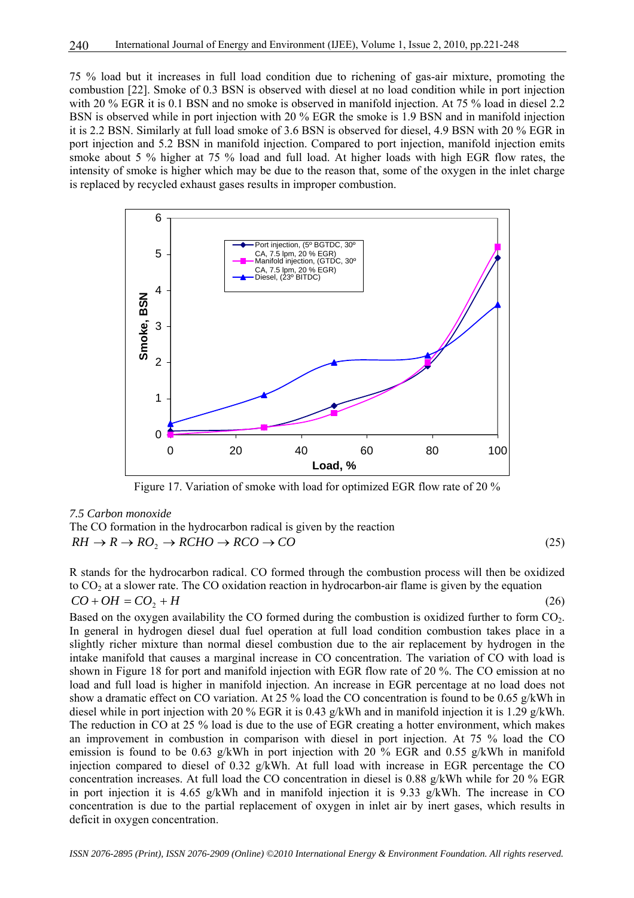75 % load but it increases in full load condition due to richening of gas-air mixture, promoting the combustion [22]. Smoke of 0.3 BSN is observed with diesel at no load condition while in port injection with 20 % EGR it is 0.1 BSN and no smoke is observed in manifold injection. At 75 % load in diesel 2.2 BSN is observed while in port injection with 20 % EGR the smoke is 1.9 BSN and in manifold injection it is 2.2 BSN. Similarly at full load smoke of 3.6 BSN is observed for diesel, 4.9 BSN with 20 % EGR in port injection and 5.2 BSN in manifold injection. Compared to port injection, manifold injection emits smoke about 5 % higher at 75 % load and full load. At higher loads with high EGR flow rates, the intensity of smoke is higher which may be due to the reason that, some of the oxygen in the inlet charge is replaced by recycled exhaust gases results in improper combustion.

Figure 17. Variation of smoke with load for optimized EGR flow rate of 20 %

*7.5 Carbon monoxide*

The CO formation in the hydrocarbon radical is given by the reaction

$$RH \rightarrow R \rightarrow RO_2 \rightarrow RCHO \rightarrow RCO \rightarrow CO \tag{25}$$

R stands for the hydrocarbon radical. CO formed through the combustion process will then be oxidized to $CO_2$ at a slower rate. The CO oxidation reaction in hydrocarbon-air flame is given by the equation

$$CO + OH = CO_2 + H \tag{26}$$

Based on the oxygen availability the CO formed during the combustion is oxidized further to form $CO_2$. In general in hydrogen diesel dual fuel operation at full load condition combustion takes place in a slightly richer mixture than normal diesel combustion due to the air replacement by hydrogen in the intake manifold that causes a marginal increase in CO concentration. The variation of CO with load is shown in Figure 18 for port and manifold injection with EGR flow rate of 20 %. The CO emission at no load and full load is higher in manifold injection. An increase in EGR percentage at no load does not show a dramatic effect on CO variation. At 25 % load the CO concentration is found to be 0.65 g/kWh in diesel while in port injection with 20 % EGR it is 0.43 g/kWh and in manifold injection it is 1.29 g/kWh. The reduction in CO at 25 % load is due to the use of EGR creating a hotter environment, which makes an improvement in combustion in comparison with diesel in port injection. At 75 % load the CO emission is found to be 0.63 g/kWh in port injection with 20 % EGR and 0.55 g/kWh in manifold injection compared to diesel of 0.32 g/kWh. At full load with increase in EGR percentage the CO concentration increases. At full load the CO concentration in diesel is 0.88 g/kWh while for 20 % EGR in port injection it is 4.65 g/kWh and in manifold injection it is 9.33 g/kWh. The increase in CO concentration is due to the partial replacement of oxygen in inlet air by inert gases, which results in deficit in oxygen concentration.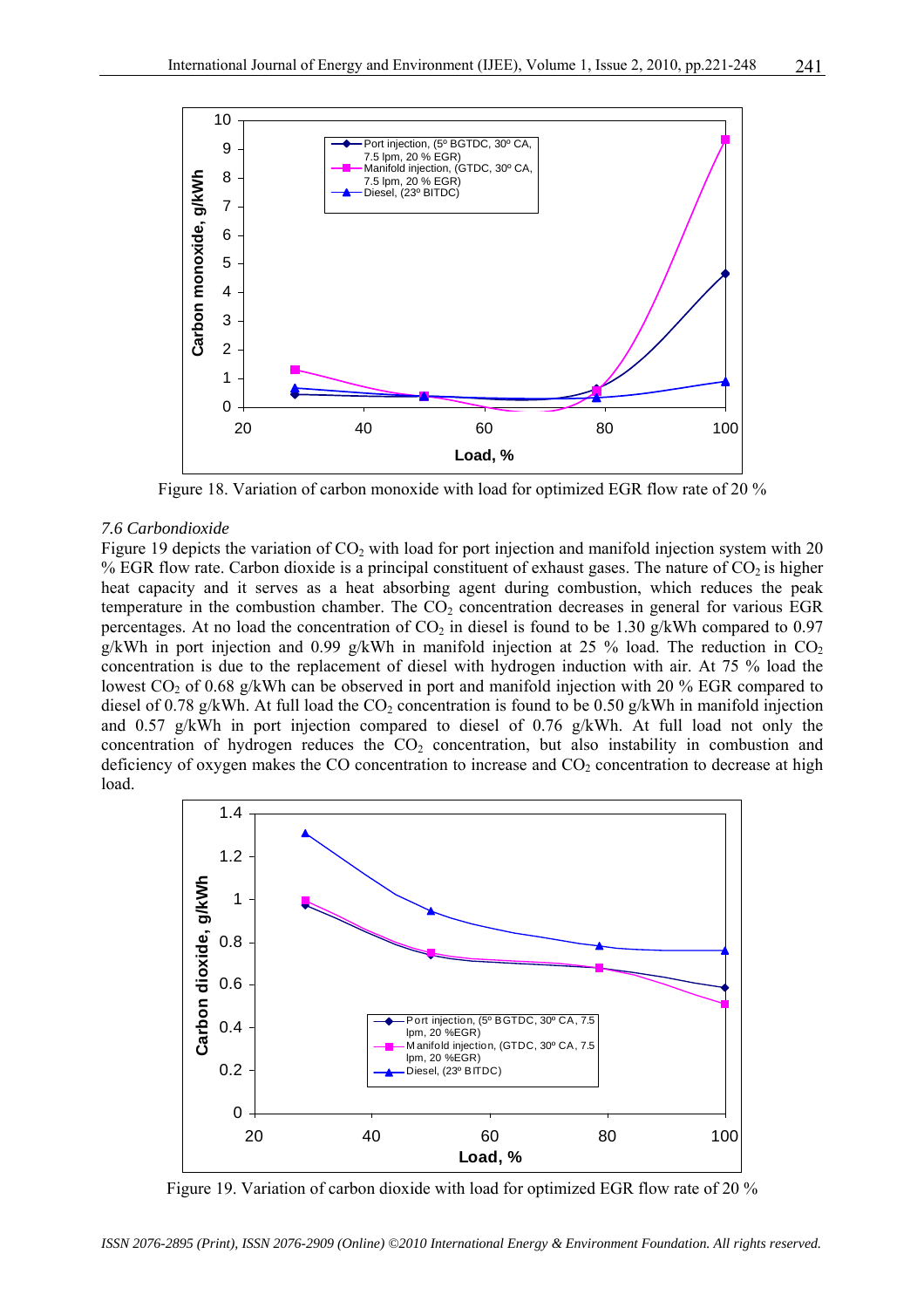Figure 18. Variation of carbon monoxide with load for optimized EGR flow rate of 20 %

### *7.6 Carbondioxide*

Figure 19 depicts the variation of $CO_2$ with load for port injection and manifold injection system with 20 % EGR flow rate. Carbon dioxide is a principal constituent of exhaust gases. The nature of $CO_2$ is higher heat capacity and it serves as a heat absorbing agent during combustion, which reduces the peak temperature in the combustion chamber. The $CO_2$ concentration decreases in general for various EGR percentages. At no load the concentration of $CO_2$ in diesel is found to be 1.30 g/kWh compared to 0.97 g/kWh in port injection and 0.99 g/kWh in manifold injection at 25 % load. The reduction in $CO_2$ concentration is due to the replacement of diesel with hydrogen induction with air. At 75 % load the lowest $CO_2$ of 0.68 g/kWh can be observed in port and manifold injection with 20 % EGR compared to diesel of 0.78 g/kWh. At full load the $CO_2$ concentration is found to be 0.50 g/kWh in manifold injection and 0.57 g/kWh in port injection compared to diesel of 0.76 g/kWh. At full load not only the concentration of hydrogen reduces the $CO_2$ concentration, but also instability in combustion and deficiency of oxygen makes the CO concentration to increase and $CO_2$ concentration to decrease at high load.

Figure 19. Variation of carbon dioxide with load for optimized EGR flow rate of 20 %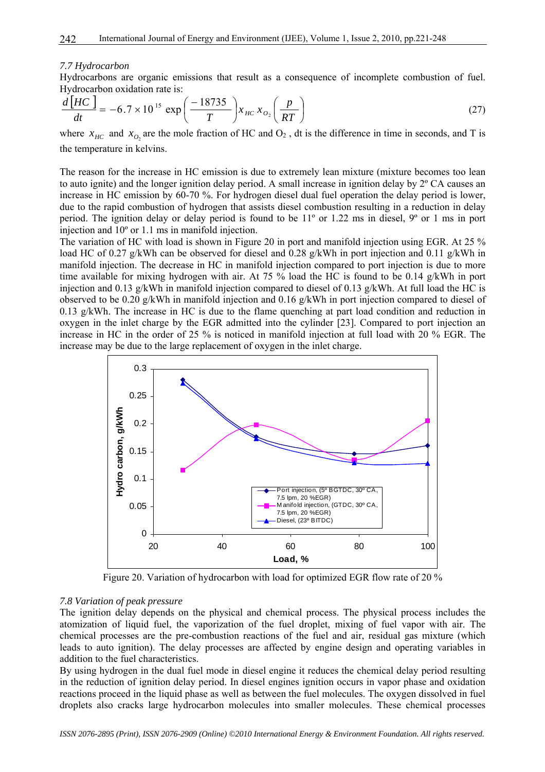*7.7 Hydrocarbon*

Hydrocarbons are organic emissions that result as a consequence of incomplete combustion of fuel. Hydrocarbon oxidation rate is:

$$\frac{d[HC]}{dt} = -6.7 \times 10^{15} \exp\left(\frac{-18735}{T}\right) x_{HC}\, x_{O_2} \left(\frac{p}{RT}\right) \tag{27}$$

where $x_{HC}$ and $x_{O_2}$ are the mole fraction of HC and $O_2$ , dt is the difference in time in seconds, and T is the temperature in kelvins.

The reason for the increase in HC emission is due to extremely lean mixture (mixture becomes too lean to auto ignite) and the longer ignition delay period. A small increase in ignition delay by 2º CA causes an increase in HC emission by 60-70 %. For hydrogen diesel dual fuel operation the delay period is lower, due to the rapid combustion of hydrogen that assists diesel combustion resulting in a reduction in delay period. The ignition delay or delay period is found to be 11º or 1.22 ms in diesel, 9º or 1 ms in port injection and 10º or 1.1 ms in manifold injection.

The variation of HC with load is shown in Figure 20 in port and manifold injection using EGR. At 25 % load HC of 0.27 g/kWh can be observed for diesel and 0.28 g/kWh in port injection and 0.11 g/kWh in manifold injection. The decrease in HC in manifold injection compared to port injection is due to more time available for mixing hydrogen with air. At 75 % load the HC is found to be 0.14 g/kWh in port injection and 0.13 g/kWh in manifold injection compared to diesel of 0.13 g/kWh. At full load the HC is observed to be 0.20 g/kWh in manifold injection and 0.16 g/kWh in port injection compared to diesel of 0.13 g/kWh. The increase in HC is due to the flame quenching at part load condition and reduction in oxygen in the inlet charge by the EGR admitted into the cylinder [23]. Compared to port injection an increase in HC in the order of 25 % is noticed in manifold injection at full load with 20 % EGR. The increase may be due to the large replacement of oxygen in the inlet charge.

Figure 20. Variation of hydrocarbon with load for optimized EGR flow rate of 20 %

*7.8 Variation of peak pressure*

The ignition delay depends on the physical and chemical process. The physical process includes the atomization of liquid fuel, the vaporization of the fuel droplet, mixing of fuel vapor with air. The chemical processes are the pre-combustion reactions of the fuel and air, residual gas mixture (which leads to auto ignition). The delay processes are affected by engine design and operating variables in addition to the fuel characteristics.

By using hydrogen in the dual fuel mode in diesel engine it reduces the chemical delay period resulting in the reduction of ignition delay period. In diesel engines ignition occurs in vapor phase and oxidation reactions proceed in the liquid phase as well as between the fuel molecules. The oxygen dissolved in fuel droplets also cracks large hydrocarbon molecules into smaller molecules. These chemical processes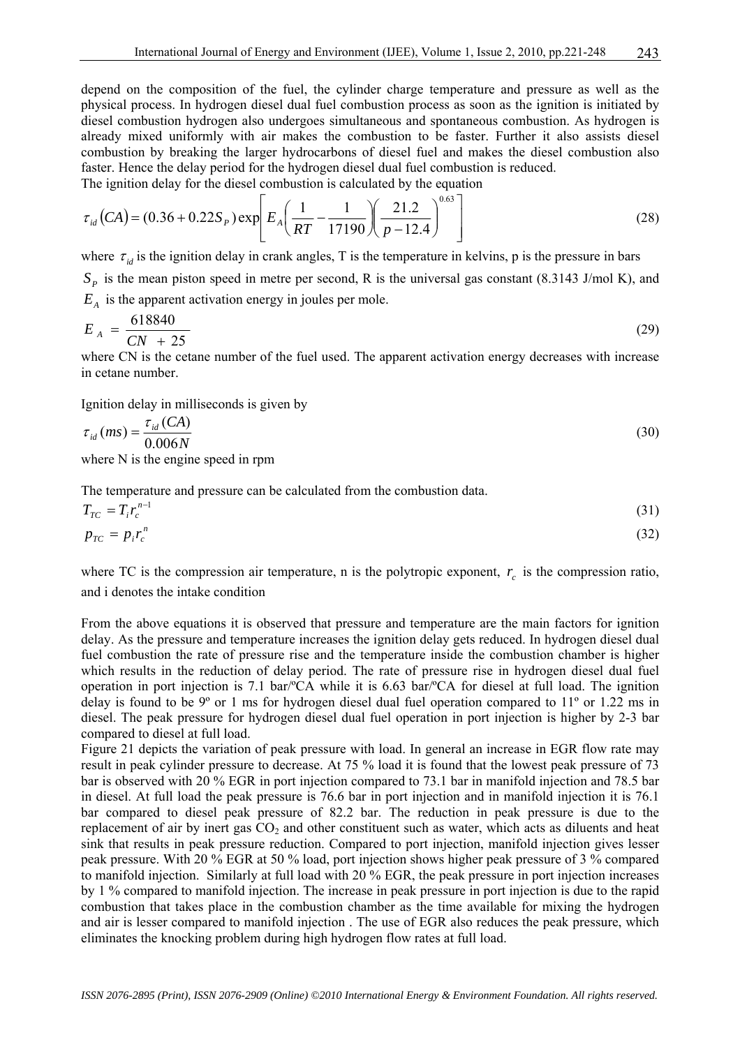depend on the composition of the fuel, the cylinder charge temperature and pressure as well as the physical process. In hydrogen diesel dual fuel combustion process as soon as the ignition is initiated by diesel combustion hydrogen also undergoes simultaneous and spontaneous combustion. As hydrogen is already mixed uniformly with air makes the combustion to be faster. Further it also assists diesel combustion by breaking the larger hydrocarbons of diesel fuel and makes the diesel combustion also faster. Hence the delay period for the hydrogen diesel dual fuel combustion is reduced.

The ignition delay for the diesel combustion is calculated by the equation

$$\tau_{id}(CA) = (0.36 + 0.22 S_P)\exp\left[E_A\left(\frac{1}{RT} - \frac{1}{17190}\right)\left(\frac{21.2}{p - 12.4}\right)^{0.63}\right] \tag{28}$$

where $\tau_{id}$ is the ignition delay in crank angles, T is the temperature in kelvins, p is the pressure in bars $S_P$ is the mean piston speed in metre per second, R is the universal gas constant (8.3143 J/mol K), and $E_A$ is the apparent activation energy in joules per mole.

$$E_A = \frac{618840}{CN + 25} \tag{29}$$

where CN is the cetane number of the fuel used. The apparent activation energy decreases with increase in cetane number.

Ignition delay in milliseconds is given by

$$\tau_{id}(ms) = \frac{\tau_{id}(CA)}{0.006N} \tag{30}$$

where N is the engine speed in rpm

The temperature and pressure can be calculated from the combustion data.

$$T_{TC} = T_i r_c^{n-1} \tag{31}$$

$$p_{TC} = p_i r_c^{n} \tag{32}$$

where TC is the compression air temperature, n is the polytropic exponent, $r_c$ is the compression ratio, and i denotes the intake condition

From the above equations it is observed that pressure and temperature are the main factors for ignition delay. As the pressure and temperature increases the ignition delay gets reduced. In hydrogen diesel dual fuel combustion the rate of pressure rise and the temperature inside the combustion chamber is higher which results in the reduction of delay period. The rate of pressure rise in hydrogen diesel dual fuel operation in port injection is 7.1 bar/ºCA while it is 6.63 bar/ºCA for diesel at full load. The ignition delay is found to be 9º or 1 ms for hydrogen diesel dual fuel operation compared to 11º or 1.22 ms in diesel. The peak pressure for hydrogen diesel dual fuel operation in port injection is higher by 2-3 bar compared to diesel at full load.

Figure 21 depicts the variation of peak pressure with load. In general an increase in EGR flow rate may result in peak cylinder pressure to decrease. At 75 % load it is found that the lowest peak pressure of 73 bar is observed with 20 % EGR in port injection compared to 73.1 bar in manifold injection and 78.5 bar in diesel. At full load the peak pressure is 76.6 bar in port injection and in manifold injection it is 76.1 bar compared to diesel peak pressure of 82.2 bar. The reduction in peak pressure is due to the replacement of air by inert gas $CO_2$ and other constituent such as water, which acts as diluents and heat sink that results in peak pressure reduction. Compared to port injection, manifold injection gives lesser peak pressure. With 20 % EGR at 50 % load, port injection shows higher peak pressure of 3 % compared to manifold injection. Similarly at full load with 20 % EGR, the peak pressure in port injection increases by 1 % compared to manifold injection. The increase in peak pressure in port injection is due to the rapid combustion that takes place in the combustion chamber as the time available for mixing the hydrogen and air is lesser compared to manifold injection . The use of EGR also reduces the peak pressure, which eliminates the knocking problem during high hydrogen flow rates at full load.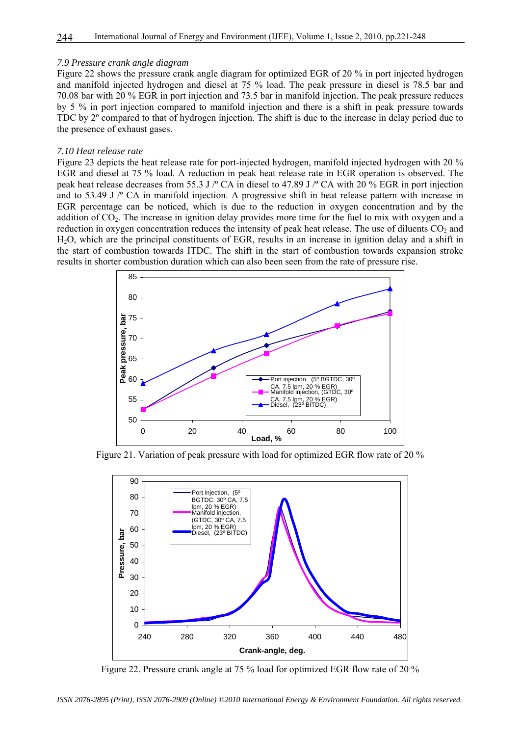*7.9 Pressure crank angle diagram*

Figure 22 shows the pressure crank angle diagram for optimized EGR of 20 % in port injected hydrogen and manifold injected hydrogen and diesel at 75 % load. The peak pressure in diesel is 78.5 bar and 70.08 bar with 20 % EGR in port injection and 73.5 bar in manifold injection. The peak pressure reduces by 5 % in port injection compared to manifold injection and there is a shift in peak pressure towards TDC by 2º compared to that of hydrogen injection. The shift is due to the increase in delay period due to the presence of exhaust gases.

*7.10 Heat release rate*

Figure 23 depicts the heat release rate for port-injected hydrogen, manifold injected hydrogen with 20 % EGR and diesel at 75 % load. A reduction in peak heat release rate in EGR operation is observed. The peak heat release decreases from 55.3 J /º CA in diesel to 47.89 J /º CA with 20 % EGR in port injection and to 53.49 J /º CA in manifold injection. A progressive shift in heat release pattern with increase in EGR percentage can be noticed, which is due to the reduction in oxygen concentration and by the addition of $CO_2$. The increase in ignition delay provides more time for the fuel to mix with oxygen and a reduction in oxygen concentration reduces the intensity of peak heat release. The use of diluents $CO_2$ and $H_2O$, which are the principal constituents of EGR, results in an increase in ignition delay and a shift in the start of combustion towards ITDC. The shift in the start of combustion towards expansion stroke results in shorter combustion duration which can also been seen from the rate of pressure rise.

Figure 21. Variation of peak pressure with load for optimized EGR flow rate of 20 %

Figure 22. Pressure crank angle at 75 % load for optimized EGR flow rate of 20 %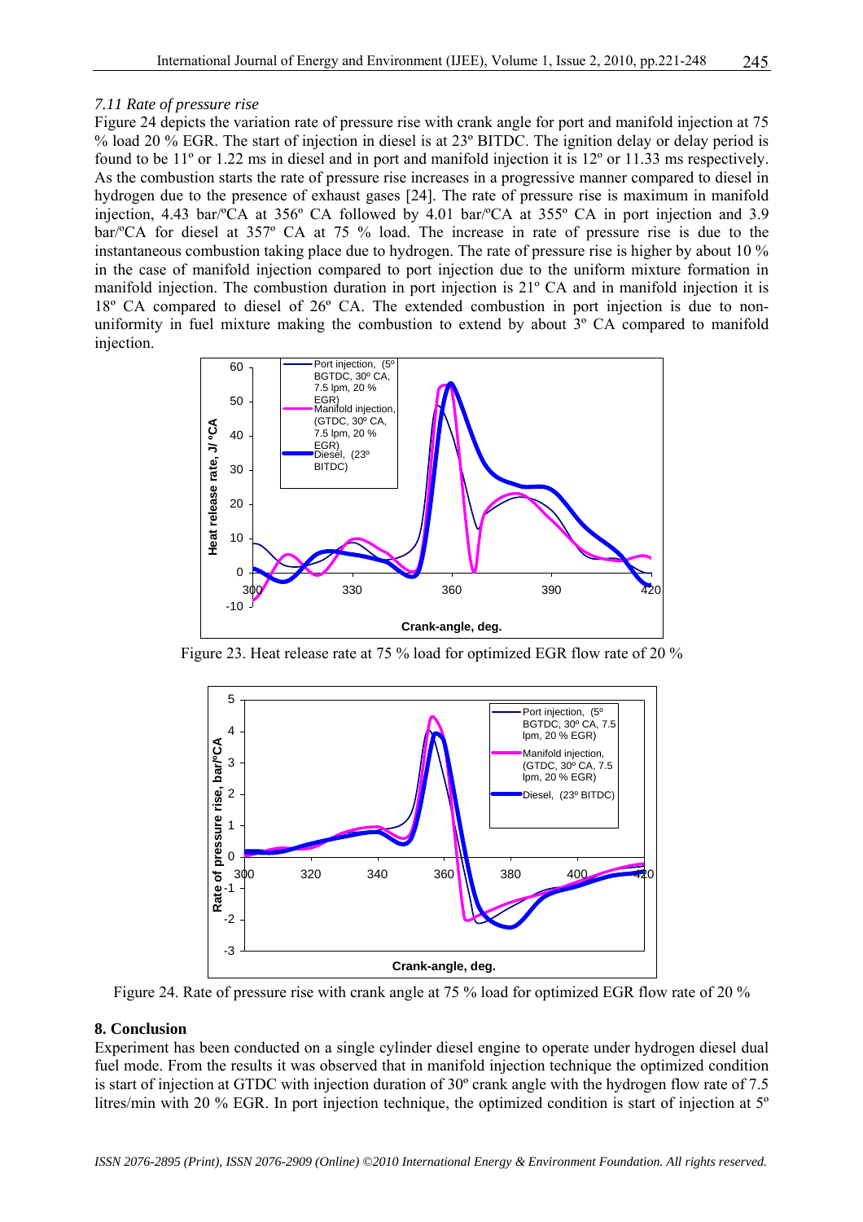*7.11 Rate of pressure rise*

Figure 24 depicts the variation rate of pressure rise with crank angle for port and manifold injection at 75 % load 20 % EGR. The start of injection in diesel is at 23º BITDC. The ignition delay or delay period is found to be 11º or 1.22 ms in diesel and in port and manifold injection it is 12º or 11.33 ms respectively. As the combustion starts the rate of pressure rise increases in a progressive manner compared to diesel in hydrogen due to the presence of exhaust gases [24]. The rate of pressure rise is maximum in manifold injection, 4.43 bar/ºCA at 356º CA followed by 4.01 bar/ºCA at 355º CA in port injection and 3.9 bar/ºCA for diesel at 357º CA at 75 % load. The increase in rate of pressure rise is due to the instantaneous combustion taking place due to hydrogen. The rate of pressure rise is higher by about 10 % in the case of manifold injection compared to port injection due to the uniform mixture formation in manifold injection. The combustion duration in port injection is 21º CA and in manifold injection it is 18º CA compared to diesel of 26º CA. The extended combustion in port injection is due to non-uniformity in fuel mixture making the combustion to extend by about 3º CA compared to manifold injection.

Figure 23. Heat release rate at 75 % load for optimized EGR flow rate of 20 %

Figure 24. Rate of pressure rise with crank angle at 75 % load for optimized EGR flow rate of 20 %

## 8. Conclusion

Experiment has been conducted on a single cylinder diesel engine to operate under hydrogen diesel dual fuel mode. From the results it was observed that in manifold injection technique the optimized condition is start of injection at GTDC with injection duration of 30º crank angle with the hydrogen flow rate of 7.5 litres/min with 20 % EGR. In port injection technique, the optimized condition is start of injection at 5º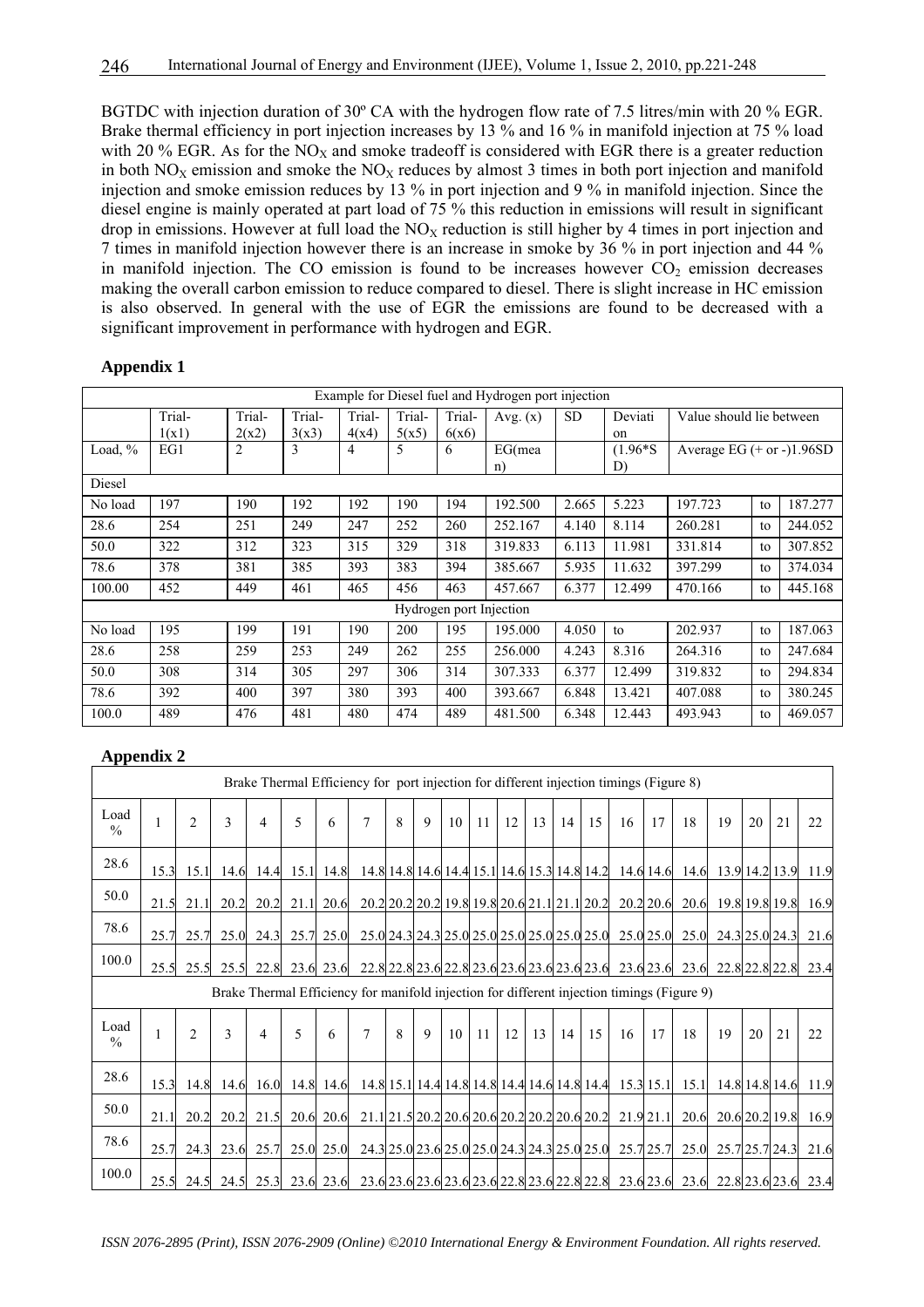BGTDC with injection duration of 30º CA with the hydrogen flow rate of 7.5 litres/min with 20 % EGR. Brake thermal efficiency in port injection increases by 13 % and 16 % in manifold injection at 75 % load with 20 % EGR. As for the $NO_X$ and smoke tradeoff is considered with EGR there is a greater reduction in both $NO_X$ emission and smoke the $NO_X$ reduces by almost 3 times in both port injection and manifold injection and smoke emission reduces by 13 % in port injection and 9 % in manifold injection. Since the diesel engine is mainly operated at part load of 75 % this reduction in emissions will result in significant drop in emissions. However at full load the $NO_X$ reduction is still higher by 4 times in port injection and 7 times in manifold injection however there is an increase in smoke by 36 % in port injection and 44 % in manifold injection. The CO emission is found to be increases however $CO_2$ emission decreases making the overall carbon emission to reduce compared to diesel. There is slight increase in HC emission is also observed. In general with the use of EGR the emissions are found to be decreased with a significant improvement in performance with hydrogen and EGR.

## Appendix 1

| Example for Diesel fuel and Hydrogen port injection | | | | | | | | | | | | |
|---|---|---|---|---|---|---|---|---|---|---|---|---|
| | Trial-1(x1) | Trial-2(x2) | Trial-3(x3) | Trial-4(x4) | Trial-5(x5) | Trial-6(x6) | Avg. (x) | SD | Deviation | Value should lie between | | |
| Load, % | EG1 | 2 | 3 | 4 | 5 | 6 | EG(mean) | | (1.96*SD) | Average EG (+ or -)1.96SD | | |
| Diesel | | | | | | | | | | | | |
| No load | 197 | 190 | 192 | 192 | 190 | 194 | 192.500 | 2.665 | 5.223 | 197.723 | to | 187.277 |
| 28.6 | 254 | 251 | 249 | 247 | 252 | 260 | 252.167 | 4.140 | 8.114 | 260.281 | to | 244.052 |
| 50.0 | 322 | 312 | 323 | 315 | 329 | 318 | 319.833 | 6.113 | 11.981 | 331.814 | to | 307.852 |
| 78.6 | 378 | 381 | 385 | 393 | 383 | 394 | 385.667 | 5.935 | 11.632 | 397.299 | to | 374.034 |
| 100.00 | 452 | 449 | 461 | 465 | 456 | 463 | 457.667 | 6.377 | 12.499 | 470.166 | to | 445.168 |
| Hydrogen port Injection | | | | | | | | | | | | |
| No load | 195 | 199 | 191 | 190 | 200 | 195 | 195.000 | 4.050 | to | 202.937 | to | 187.063 |
| 28.6 | 258 | 259 | 253 | 249 | 262 | 255 | 256.000 | 4.243 | 8.316 | 264.316 | to | 247.684 |
| 50.0 | 308 | 314 | 305 | 297 | 306 | 314 | 307.333 | 6.377 | 12.499 | 319.832 | to | 294.834 |
| 78.6 | 392 | 400 | 397 | 380 | 393 | 400 | 393.667 | 6.848 | 13.421 | 407.088 | to | 380.245 |
| 100.0 | 489 | 476 | 481 | 480 | 474 | 489 | 481.500 | 6.348 | 12.443 | 493.943 | to | 469.057 |

## Appendix 2

| Brake Thermal Efficiency for port injection for different injection timings (Figure 8) | | | | | | | | | | | | | | | | | | | | | | |
|---|---|---|---|---|---|---|---|---|---|---|---|---|---|---|---|---|---|---|---|---|---|---|
| Load % | 1 | 2 | 3 | 4 | 5 | 6 | 7 | 8 | 9 | 10 | 11 | 12 | 13 | 14 | 15 | 16 | 17 | 18 | 19 | 20 | 21 | 22 |
| 28.6 | 15.3 | 15.1 | 14.6 | 14.4 | 15.1 | 14.8 | 14.8 | 14.8 | 14.6 | 14.4 | 15.1 | 14.6 | 15.3 | 14.8 | 14.2 | 14.6 | 14.6 | 14.6 | 13.9 | 14.2 | 13.9 | 11.9 |
| 50.0 | 21.5 | 21.1 | 20.2 | 20.2 | 21.1 | 20.6 | 20.2 | 20.2 | 20.2 | 19.8 | 19.8 | 20.6 | 21.1 | 21.1 | 20.2 | 20.2 | 20.6 | 20.6 | 19.8 | 19.8 | 19.8 | 16.9 |
| 78.6 | 25.7 | 25.7 | 25.0 | 24.3 | 25.7 | 25.0 | 25.0 | 24.3 | 24.3 | 25.0 | 25.0 | 25.0 | 25.0 | 25.0 | 25.0 | 25.0 | 25.0 | 25.0 | 24.3 | 25.0 | 24.3 | 21.6 |
| 100.0 | 25.5 | 25.5 | 25.5 | 22.8 | 23.6 | 23.6 | 22.8 | 22.8 | 23.6 | 22.8 | 23.6 | 23.6 | 23.6 | 23.6 | 23.6 | 23.6 | 23.6 | 23.6 | 22.8 | 22.8 | 22.8 | 23.4 |
| Brake Thermal Efficiency for manifold injection for different injection timings (Figure 9) | | | | | | | | | | | | | | | | | | | | | | |
| Load % | 1 | 2 | 3 | 4 | 5 | 6 | 7 | 8 | 9 | 10 | 11 | 12 | 13 | 14 | 15 | 16 | 17 | 18 | 19 | 20 | 21 | 22 |
| 28.6 | 15.3 | 14.8 | 14.6 | 16.0 | 14.8 | 14.6 | 14.8 | 15.1 | 14.4 | 14.8 | 14.8 | 14.4 | 14.6 | 14.8 | 14.4 | 15.3 | 15.1 | 15.1 | 14.8 | 14.8 | 14.6 | 11.9 |
| 50.0 | 21.1 | 20.2 | 20.2 | 21.5 | 20.6 | 20.6 | 21.1 | 21.5 | 20.2 | 20.6 | 20.6 | 20.2 | 20.2 | 20.6 | 20.2 | 21.9 | 21.1 | 20.6 | 20.6 | 20.2 | 19.8 | 16.9 |
| 78.6 | 25.7 | 24.3 | 23.6 | 25.7 | 25.0 | 25.0 | 24.3 | 25.0 | 23.6 | 25.0 | 25.0 | 24.3 | 24.3 | 25.0 | 25.0 | 25.7 | 25.7 | 25.0 | 25.7 | 25.7 | 24.3 | 21.6 |
| 100.0 | 25.5 | 24.5 | 24.5 | 25.3 | 23.6 | 23.6 | 23.6 | 23.6 | 23.6 | 23.6 | 23.6 | 22.8 | 23.6 | 22.8 | 22.8 | 23.6 | 23.6 | 23.6 | 22.8 | 23.6 | 23.6 | 23.4 |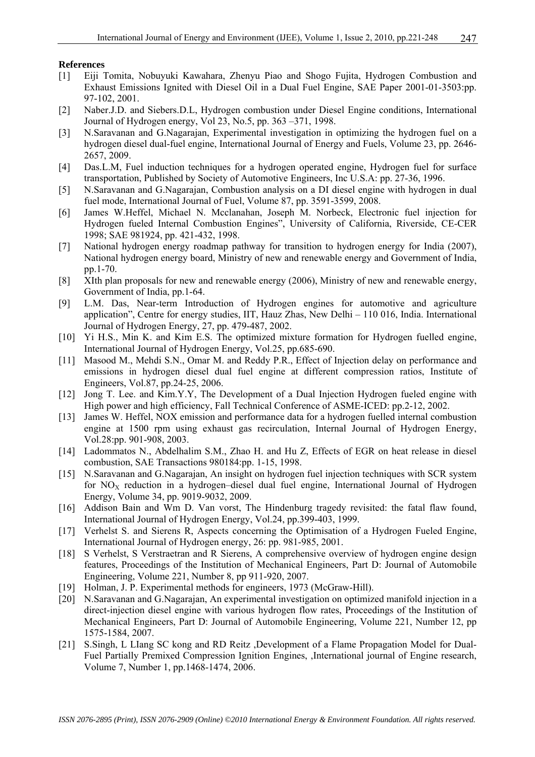**References**

[1] Eiji Tomita, Nobuyuki Kawahara, Zhenyu Piao and Shogo Fujita, Hydrogen Combustion and Exhaust Emissions Ignited with Diesel Oil in a Dual Fuel Engine, SAE Paper 2001-01-3503:pp. 97-102, 2001.

[2] Naber.J.D. and Siebers.D.L, Hydrogen combustion under Diesel Engine conditions, International Journal of Hydrogen energy, Vol 23, No.5, pp. 363 –371, 1998.

[3] N.Saravanan and G.Nagarajan, Experimental investigation in optimizing the hydrogen fuel on a hydrogen diesel dual-fuel engine, International Journal of Energy and Fuels, Volume 23, pp. 2646-2657, 2009.

[4] Das.L.M, Fuel induction techniques for a hydrogen operated engine, Hydrogen fuel for surface transportation, Published by Society of Automotive Engineers, Inc U.S.A: pp. 27-36, 1996.

[5] N.Saravanan and G.Nagarajan, Combustion analysis on a DI diesel engine with hydrogen in dual fuel mode, International Journal of Fuel, Volume 87, pp. 3591-3599, 2008.

[6] James W.Heffel, Michael N. Mcclanahan, Joseph M. Norbeck, Electronic fuel injection for Hydrogen fueled Internal Combustion Engines", University of California, Riverside, CE-CER 1998; SAE 981924, pp. 421-432, 1998.

[7] National hydrogen energy roadmap pathway for transition to hydrogen energy for India (2007), National hydrogen energy board, Ministry of new and renewable energy and Government of India, pp.1-70.

[8] XIth plan proposals for new and renewable energy (2006), Ministry of new and renewable energy, Government of India, pp.1-64.

[9] L.M. Das, Near-term Introduction of Hydrogen engines for automotive and agriculture application", Centre for energy studies, IIT, Hauz Zhas, New Delhi – 110 016, India. International Journal of Hydrogen Energy, 27, pp. 479-487, 2002.

[10] Yi H.S., Min K. and Kim E.S. The optimized mixture formation for Hydrogen fuelled engine, International Journal of Hydrogen Energy, Vol.25, pp.685-690.

[11] Masood M., Mehdi S.N., Omar M. and Reddy P.R., Effect of Injection delay on performance and emissions in hydrogen diesel dual fuel engine at different compression ratios, Institute of Engineers, Vol.87, pp.24-25, 2006.

[12] Jong T. Lee. and Kim.Y.Y, The Development of a Dual Injection Hydrogen fueled engine with High power and high efficiency, Fall Technical Conference of ASME-ICED: pp.2-12, 2002.

[13] James W. Heffel, NOX emission and performance data for a hydrogen fuelled internal combustion engine at 1500 rpm using exhaust gas recirculation, Internal Journal of Hydrogen Energy, Vol.28:pp. 901-908, 2003.

[14] Ladommatos N., Abdelhalim S.M., Zhao H. and Hu Z, Effects of EGR on heat release in diesel combustion, SAE Transactions 980184:pp. 1-15, 1998.

[15] N.Saravanan and G.Nagarajan, An insight on hydrogen fuel injection techniques with SCR system for $NO_X$ reduction in a hydrogen–diesel dual fuel engine, International Journal of Hydrogen Energy, Volume 34, pp. 9019-9032, 2009.

[16] Addison Bain and Wm D. Van vorst, The Hindenburg tragedy revisited: the fatal flaw found, International Journal of Hydrogen Energy, Vol.24, pp.399-403, 1999.

[17] Verhelst S. and Sierens R, Aspects concerning the Optimisation of a Hydrogen Fueled Engine, International Journal of Hydrogen energy, 26: pp. 981-985, 2001.

[18] S Verhelst, S Verstraetran and R Sierens, A comprehensive overview of hydrogen engine design features, Proceedings of the Institution of Mechanical Engineers, Part D: Journal of Automobile Engineering, Volume 221, Number 8, pp 911-920, 2007.

[19] Holman, J. P. Experimental methods for engineers, 1973 (McGraw-Hill).

[20] N.Saravanan and G.Nagarajan, An experimental investigation on optimized manifold injection in a direct-injection diesel engine with various hydrogen flow rates, Proceedings of the Institution of Mechanical Engineers, Part D: Journal of Automobile Engineering, Volume 221, Number 12, pp 1575-1584, 2007.

[21] S.Singh, L LIang SC kong and RD Reitz ,Development of a Flame Propagation Model for Dual-Fuel Partially Premixed Compression Ignition Engines, ,International journal of Engine research, Volume 7, Number 1, pp.1468-1474, 2006.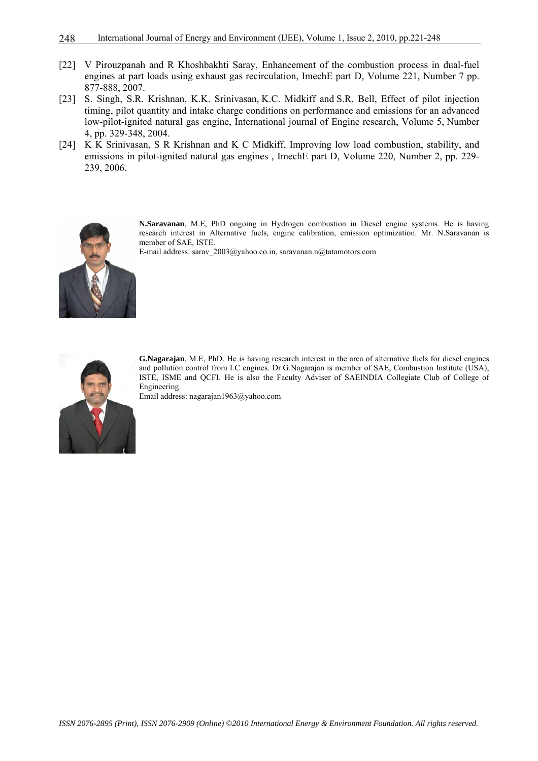[22] V Pirouzpanah and R Khoshbakhti Saray, Enhancement of the combustion process in dual-fuel engines at part loads using exhaust gas recirculation, ImechE part D, Volume 221, Number 7 pp. 877-888, 2007.

[23] S. Singh, S.R. Krishnan, K.K. Srinivasan, K.C. Midkiff and S.R. Bell, Effect of pilot injection timing, pilot quantity and intake charge conditions on performance and emissions for an advanced low-pilot-ignited natural gas engine, International journal of Engine research, Volume 5, Number 4, pp. 329-348, 2004.

[24] K K Srinivasan, S R Krishnan and K C Midkiff, Improving low load combustion, stability, and emissions in pilot-ignited natural gas engines , ImechE part D, Volume 220, Number 2, pp. 229-239, 2006.

**N.Saravanan**, M.E, PhD ongoing in Hydrogen combustion in Diesel engine systems. He is having research interest in Alternative fuels, engine calibration, emission optimization. Mr. N.Saravanan is member of SAE, ISTE.
E-mail address: sarav_2003@yahoo.co.in, saravanan.n@tatamotors.com

**G.Nagarajan**, M.E, PhD. He is having research interest in the area of alternative fuels for diesel engines and pollution control from I.C engines. Dr.G.Nagarajan is member of SAE, Combustion Institute (USA), ISTE, ISME and QCFI. He is also the Faculty Adviser of SAEINDIA Collegiate Club of College of Engineering.
Email address: nagarajan1963@yahoo.com